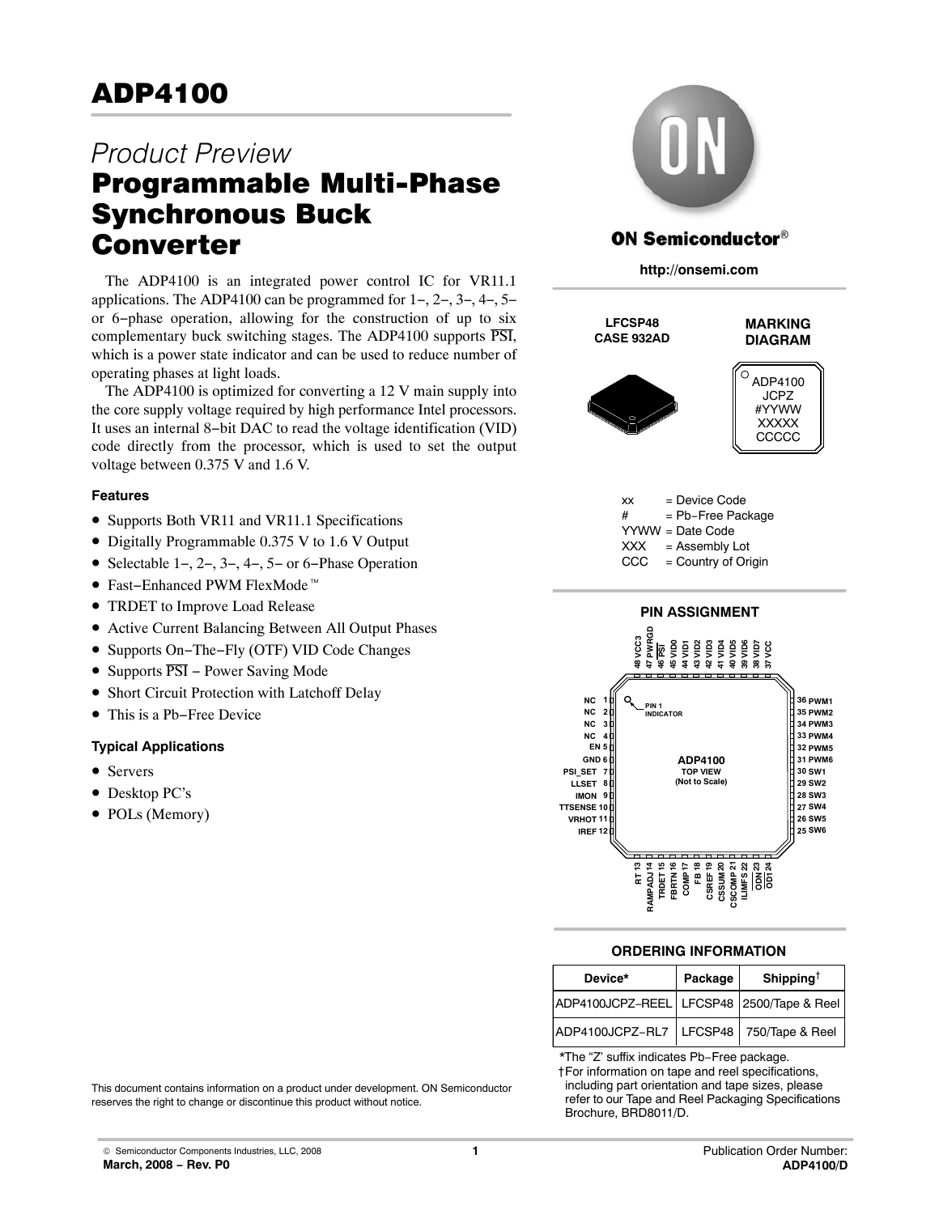# ADP4100

## *Product Preview*

# Programmable Multi-Phase Synchronous Buck Converter

The ADP4100 is an integrated power control IC for VR11.1 applications. The ADP4100 can be programmed for 1−, 2−, 3−, 4−, 5− or 6−phase operation, allowing for the construction of up to six complementary buck switching stages. The ADP4100 supports PSI, which is a power state indicator and can be used to reduce number of operating phases at light loads.

The ADP4100 is optimized for converting a 12 V main supply into the core supply voltage required by high performance Intel processors. It uses an internal 8−bit DAC to read the voltage identification (VID) code directly from the processor, which is used to set the output voltage between 0.375 V and 1.6 V.

### Features

- Supports Both VR11 and VR11.1 Specifications
- Digitally Programmable 0.375 V to 1.6 V Output
- Selectable 1−, 2−, 3−, 4−, 5− or 6−Phase Operation
- Fast−Enhanced PWM FlexMode™
- TRDET to Improve Load Release
- Active Current Balancing Between All Output Phases
- Supports On−The−Fly (OTF) VID Code Changes
- Supports PSI − Power Saving Mode
- Short Circuit Protection with Latchoff Delay
- This is a Pb−Free Device

### Typical Applications

- Servers
- Desktop PC's
- POLs (Memory)

This document contains information on a product under development. ON Semiconductor reserves the right to change or discontinue this product without notice.

**ON Semiconductor®**

**http://onsemi.com**

**LFCSP48**
**CASE 932AD**

**MARKING DIAGRAM**

ADP4100
JCPZ
#YYWW
XXXXX
CCCCC

xx = Device Code
\# = Pb−Free Package
YYWW = Date Code
XXX = Assembly Lot
CCC = Country of Origin

### PIN ASSIGNMENT

ADP4100 TOP VIEW (Not to Scale)

Left side: NC 1, NC 2, NC 3, NC 4, EN 5, GND 6, PSI_SET 7, LLSET 8, IMON 9, TTSENSE 10, VRHOT 11, IREF 12

Bottom: RT 13, RAMPADJ 14, TRDET 15, FBRTN 16, COMP 17, FB 18, CSREF 19, CSSUM 20, CSCOMP 21, ILIMFS 22, ODN 23, OD1 24

Right side: 25 SW6, 26 SW5, 27 SW4, 28 SW3, 29 SW2, 30 SW1, 31 PWM6, 32 PWM5, 33 PWM4, 34 PWM3, 35 PWM2, 36 PWM1

Top: 37 VCC, 38 VID7, 39 VID6, 40 VID5, 41 VID4, 42 VID3, 43 VID2, 44 VID1, 45 VID0, 46 PSI, 47 PWRGD, 48 VCC3

### ORDERING INFORMATION

| Device* | Package | Shipping† |
|---|---|---|
| ADP4100JCPZ−REEL | LFCSP48 | 2500/Tape & Reel |
| ADP4100JCPZ−RL7 | LFCSP48 | 750/Tape & Reel |

*The "Z" suffix indicates Pb−Free package.

†For information on tape and reel specifications, including part orientation and tape sizes, please refer to our Tape and Reel Packaging Specifications Brochure, BRD8011/D.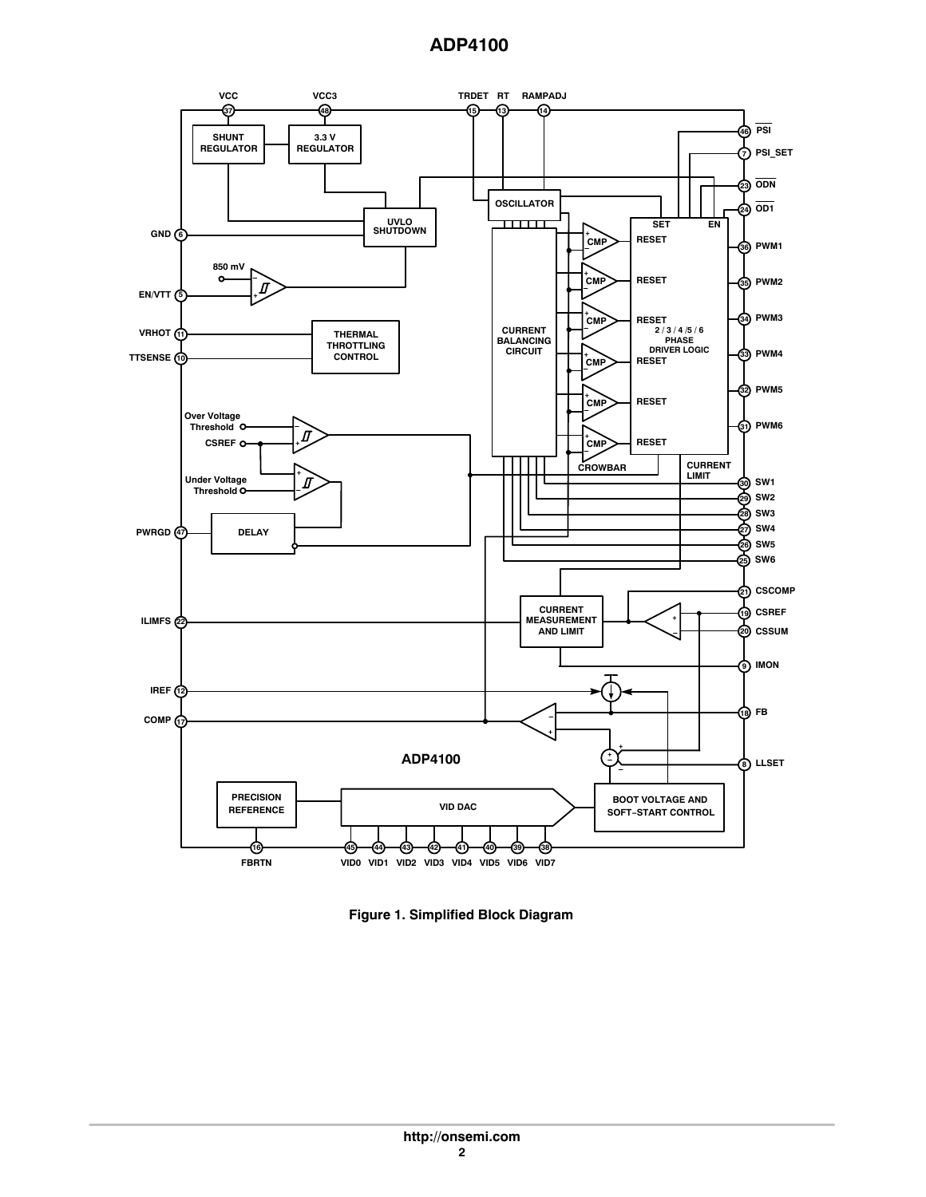Figure 1. Simplified Block Diagram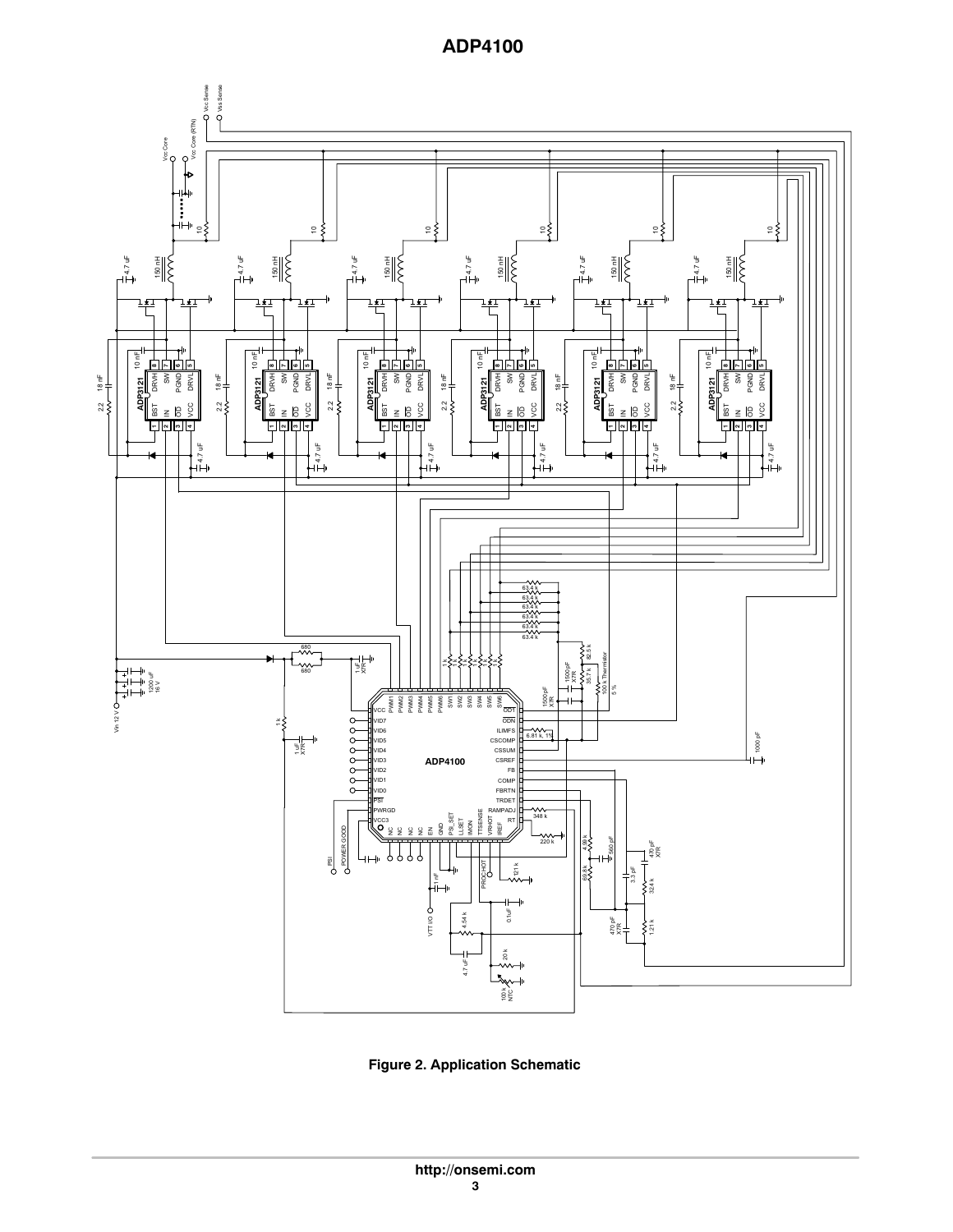Figure 2. Application Schematic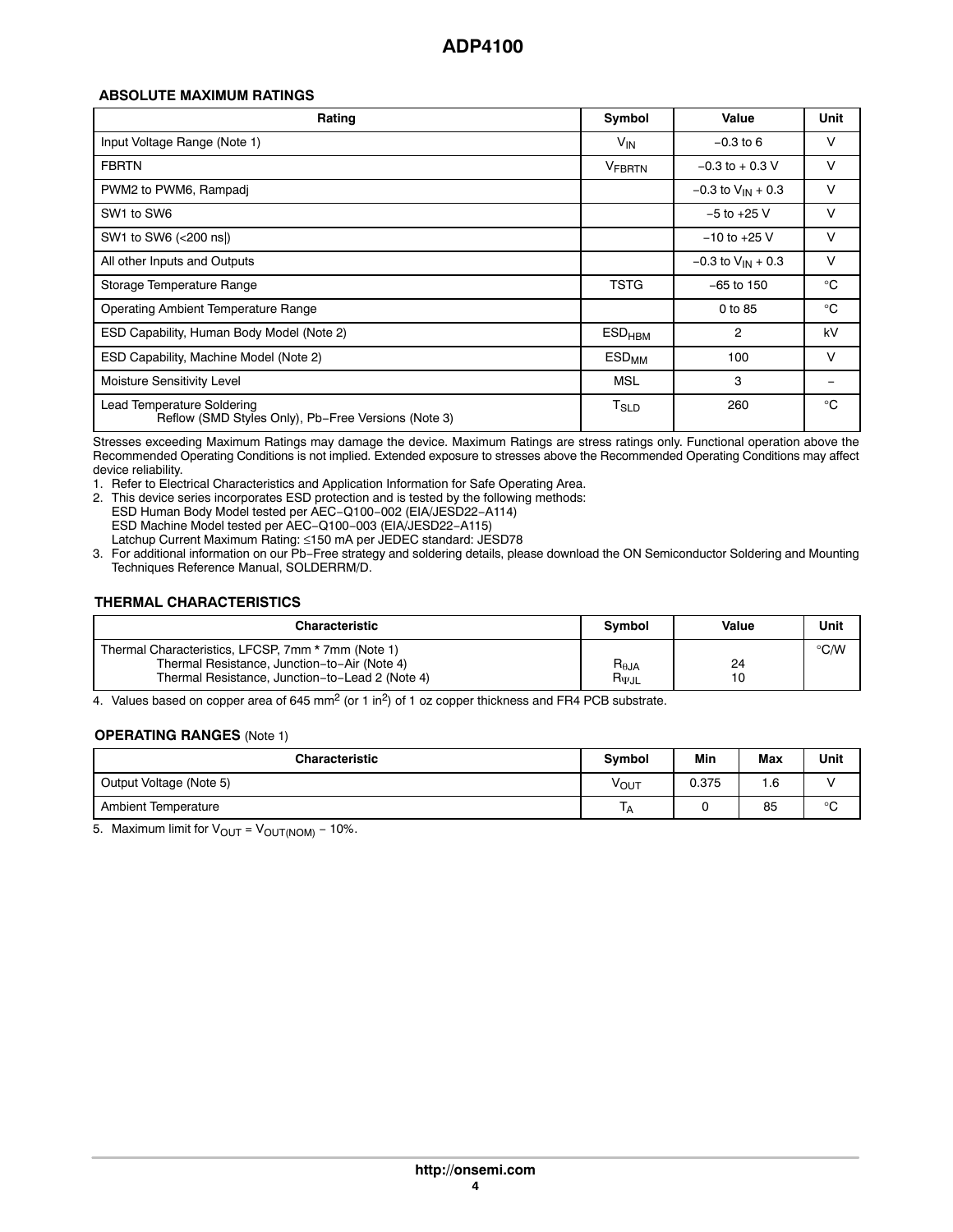### ABSOLUTE MAXIMUM RATINGS

| Rating | Symbol | Value | Unit |
|---|---|---|---|
| Input Voltage Range (Note 1) | $V_{IN}$ | −0.3 to 6 | V |
| FBRTN | $V_{FBRTN}$ | −0.3 to + 0.3 V | V |
| PWM2 to PWM6, Rampadj | | −0.3 to $V_{IN}$ + 0.3 | V |
| SW1 to SW6 | | −5 to +25 V | V |
| SW1 to SW6 (<200 ns\|) | | −10 to +25 V | V |
| All other Inputs and Outputs | | −0.3 to $V_{IN}$ + 0.3 | V |
| Storage Temperature Range | TSTG | −65 to 150 | °C |
| Operating Ambient Temperature Range | | 0 to 85 | °C |
| ESD Capability, Human Body Model (Note 2) | $ESD_{HBM}$ | 2 | kV |
| ESD Capability, Machine Model (Note 2) | $ESD_{MM}$ | 100 | V |
| Moisture Sensitivity Level | MSL | 3 | − |
| Lead Temperature Soldering<br>Reflow (SMD Styles Only), Pb−Free Versions (Note 3) | $T_{SLD}$ | 260 | °C |

Stresses exceeding Maximum Ratings may damage the device. Maximum Ratings are stress ratings only. Functional operation above the Recommended Operating Conditions is not implied. Extended exposure to stresses above the Recommended Operating Conditions may affect device reliability.

1. Refer to Electrical Characteristics and Application Information for Safe Operating Area.
2. This device series incorporates ESD protection and is tested by the following methods:
   ESD Human Body Model tested per AEC−Q100−002 (EIA/JESD22−A114)
   ESD Machine Model tested per AEC−Q100−003 (EIA/JESD22−A115)
   Latchup Current Maximum Rating: ≤150 mA per JEDEC standard: JESD78
3. For additional information on our Pb−Free strategy and soldering details, please download the ON Semiconductor Soldering and Mounting Techniques Reference Manual, SOLDERRM/D.

### THERMAL CHARACTERISTICS

| Characteristic | Symbol | Value | Unit |
|---|---|---|---|
| Thermal Characteristics, LFCSP, 7mm * 7mm (Note 1)<br>Thermal Resistance, Junction−to−Air (Note 4)<br>Thermal Resistance, Junction−to−Lead 2 (Note 4) | <br>$R_{\theta JA}$<br>$R_{\Psi JL}$ | <br>24<br>10 | °C/W |

4. Values based on copper area of 645 mm² (or 1 in²) of 1 oz copper thickness and FR4 PCB substrate.

### OPERATING RANGES (Note 1)

| Characteristic | Symbol | Min | Max | Unit |
|---|---|---|---|---|
| Output Voltage (Note 5) | $V_{OUT}$ | 0.375 | 1.6 | V |
| Ambient Temperature | $T_A$ | 0 | 85 | °C |

5. Maximum limit for $V_{OUT} = V_{OUT(NOM)}$ − 10%.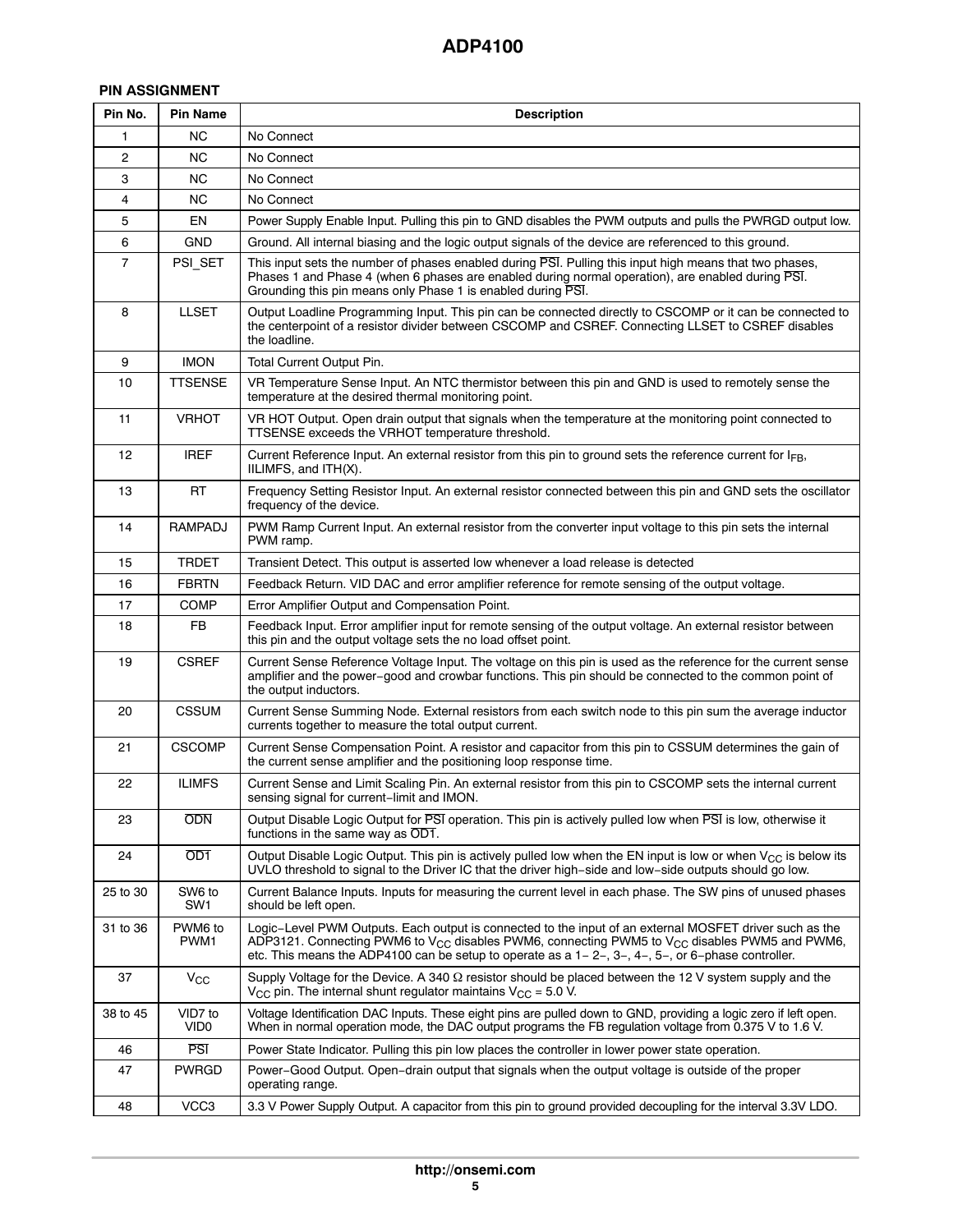## PIN ASSIGNMENT

| Pin No. | Pin Name | Description |
|---|---|---|
| 1 | NC | No Connect |
| 2 | NC | No Connect |
| 3 | NC | No Connect |
| 4 | NC | No Connect |
| 5 | EN | Power Supply Enable Input. Pulling this pin to GND disables the PWM outputs and pulls the PWRGD output low. |
| 6 | GND | Ground. All internal biasing and the logic output signals of the device are referenced to this ground. |
| 7 | PSI_SET | This input sets the number of phases enabled during $\overline{PSI}$. Pulling this input high means that two phases, Phases 1 and Phase 4 (when 6 phases are enabled during normal operation), are enabled during $\overline{PSI}$. Grounding this pin means only Phase 1 is enabled during $\overline{PSI}$. |
| 8 | LLSET | Output Loadline Programming Input. This pin can be connected directly to CSCOMP or it can be connected to the centerpoint of a resistor divider between CSCOMP and CSREF. Connecting LLSET to CSREF disables the loadline. |
| 9 | IMON | Total Current Output Pin. |
| 10 | TTSENSE | VR Temperature Sense Input. An NTC thermistor between this pin and GND is used to remotely sense the temperature at the desired thermal monitoring point. |
| 11 | VRHOT | VR HOT Output. Open drain output that signals when the temperature at the monitoring point connected to TTSENSE exceeds the VRHOT temperature threshold. |
| 12 | IREF | Current Reference Input. An external resistor from this pin to ground sets the reference current for $I_{FB}$, IILIMFS, and ITH(X). |
| 13 | RT | Frequency Setting Resistor Input. An external resistor connected between this pin and GND sets the oscillator frequency of the device. |
| 14 | RAMPADJ | PWM Ramp Current Input. An external resistor from the converter input voltage to this pin sets the internal PWM ramp. |
| 15 | TRDET | Transient Detect. This output is asserted low whenever a load release is detected |
| 16 | FBRTN | Feedback Return. VID DAC and error amplifier reference for remote sensing of the output voltage. |
| 17 | COMP | Error Amplifier Output and Compensation Point. |
| 18 | FB | Feedback Input. Error amplifier input for remote sensing of the output voltage. An external resistor between this pin and the output voltage sets the no load offset point. |
| 19 | CSREF | Current Sense Reference Voltage Input. The voltage on this pin is used as the reference for the current sense amplifier and the power−good and crowbar functions. This pin should be connected to the common point of the output inductors. |
| 20 | CSSUM | Current Sense Summing Node. External resistors from each switch node to this pin sum the average inductor currents together to measure the total output current. |
| 21 | CSCOMP | Current Sense Compensation Point. A resistor and capacitor from this pin to CSSUM determines the gain of the current sense amplifier and the positioning loop response time. |
| 22 | ILIMFS | Current Sense and Limit Scaling Pin. An external resistor from this pin to CSCOMP sets the internal current sensing signal for current−limit and IMON. |
| 23 | $\overline{ODN}$ | Output Disable Logic Output for $\overline{PSI}$ operation. This pin is actively pulled low when $\overline{PSI}$ is low, otherwise it functions in the same way as $\overline{OD1}$. |
| 24 | $\overline{OD1}$ | Output Disable Logic Output. This pin is actively pulled low when the EN input is low or when $V_{CC}$ is below its UVLO threshold to signal to the Driver IC that the driver high−side and low−side outputs should go low. |
| 25 to 30 | SW6 to SW1 | Current Balance Inputs. Inputs for measuring the current level in each phase. The SW pins of unused phases should be left open. |
| 31 to 36 | PWM6 to PWM1 | Logic−Level PWM Outputs. Each output is connected to the input of an external MOSFET driver such as the ADP3121. Connecting PWM6 to $V_{CC}$ disables PWM6, connecting PWM5 to $V_{CC}$ disables PWM5 and PWM6, etc. This means the ADP4100 can be setup to operate as a 1− 2−, 3−, 4−, 5−, or 6−phase controller. |
| 37 | $V_{CC}$ | Supply Voltage for the Device. A 340 Ω resistor should be placed between the 12 V system supply and the $V_{CC}$ pin. The internal shunt regulator maintains $V_{CC}$ = 5.0 V. |
| 38 to 45 | VID7 to VID0 | Voltage Identification DAC Inputs. These eight pins are pulled down to GND, providing a logic zero if left open. When in normal operation mode, the DAC output programs the FB regulation voltage from 0.375 V to 1.6 V. |
| 46 | $\overline{PSI}$ | Power State Indicator. Pulling this pin low places the controller in lower power state operation. |
| 47 | PWRGD | Power−Good Output. Open−drain output that signals when the output voltage is outside of the proper operating range. |
| 48 | VCC3 | 3.3 V Power Supply Output. A capacitor from this pin to ground provided decoupling for the interval 3.3V LDO. |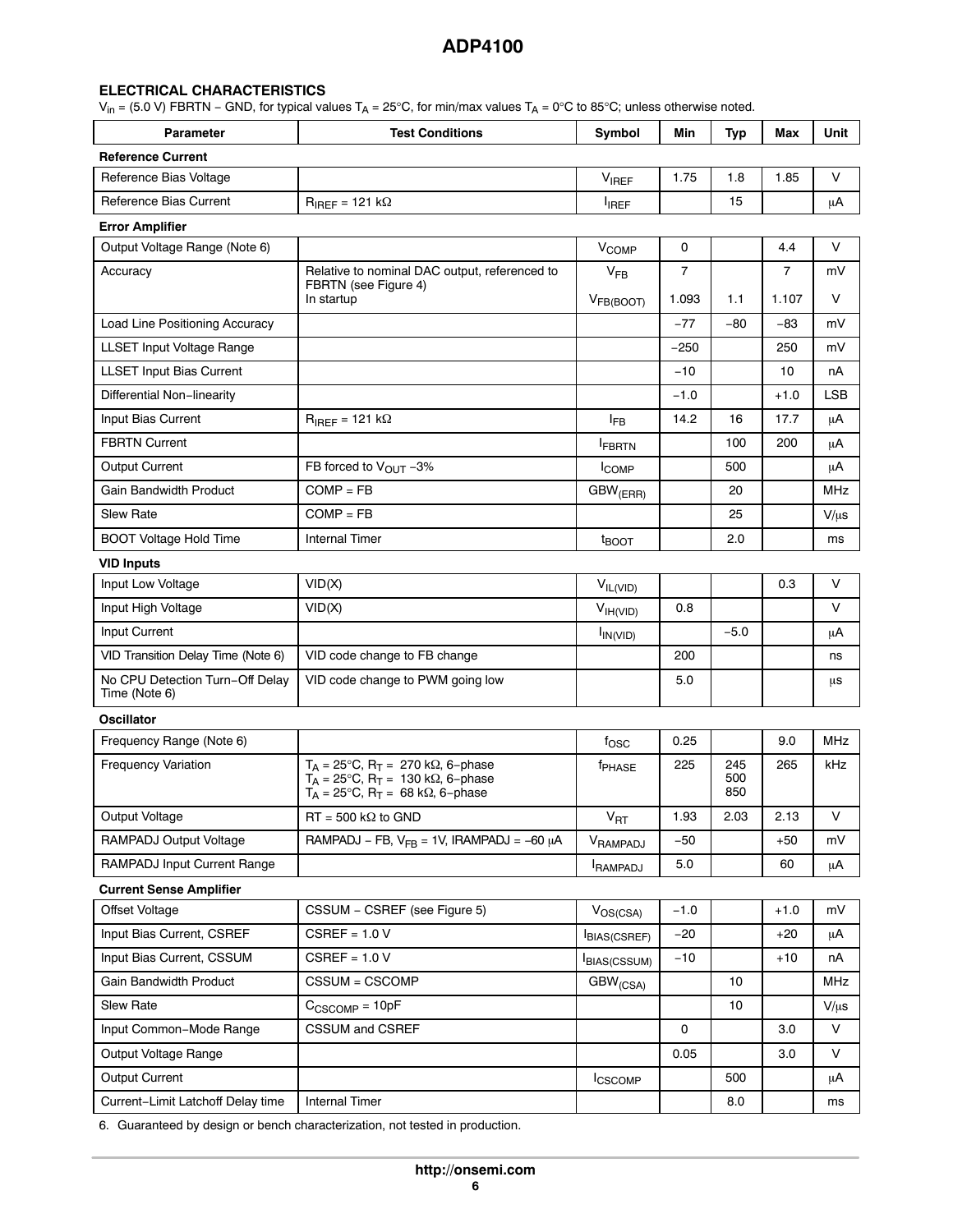## ELECTRICAL CHARACTERISTICS

$V_{in}$ = (5.0 V) FBRTN − GND, for typical values $T_A$ = 25°C, for min/max values $T_A$ = 0°C to 85°C; unless otherwise noted.

| Parameter | Test Conditions | Symbol | Min | Typ | Max | Unit |
|---|---|---|---|---|---|---|
| **Reference Current** | | | | | | |
| Reference Bias Voltage | | $V_{IREF}$ | 1.75 | 1.8 | 1.85 | V |
| Reference Bias Current | $R_{IREF}$ = 121 kΩ | $I_{IREF}$ | | 15 | | μA |
| **Error Amplifier** | | | | | | |
| Output Voltage Range (Note 6) | | $V_{COMP}$ | 0 | | 4.4 | V |
| Accuracy | Relative to nominal DAC output, referenced to FBRTN (see Figure 4) | $V_{FB}$ | 7 | | 7 | mV |
| | In startup | $V_{FB(BOOT)}$ | 1.093 | 1.1 | 1.107 | V |
| Load Line Positioning Accuracy | | | −77 | −80 | −83 | mV |
| LLSET Input Voltage Range | | | −250 | | 250 | mV |
| LLSET Input Bias Current | | | −10 | | 10 | nA |
| Differential Non−linearity | | | −1.0 | | +1.0 | LSB |
| Input Bias Current | $R_{IREF}$ = 121 kΩ | $I_{FB}$ | 14.2 | 16 | 17.7 | μA |
| FBRTN Current | | $I_{FBRTN}$ | | 100 | 200 | μA |
| Output Current | FB forced to $V_{OUT}$ −3% | $I_{COMP}$ | | 500 | | μA |
| Gain Bandwidth Product | COMP = FB | $GBW_{(ERR)}$ | | 20 | | MHz |
| Slew Rate | COMP = FB | | | 25 | | V/μs |
| BOOT Voltage Hold Time | Internal Timer | $t_{BOOT}$ | | 2.0 | | ms |
| **VID Inputs** | | | | | | |
| Input Low Voltage | VID(X) | $V_{IL(VID)}$ | | | 0.3 | V |
| Input High Voltage | VID(X) | $V_{IH(VID)}$ | 0.8 | | | V |
| Input Current | | $I_{IN(VID)}$ | | −5.0 | | μA |
| VID Transition Delay Time (Note 6) | VID code change to FB change | | 200 | | | ns |
| No CPU Detection Turn−Off Delay Time (Note 6) | VID code change to PWM going low | | 5.0 | | | μs |
| **Oscillator** | | | | | | |
| Frequency Range (Note 6) | | $f_{OSC}$ | 0.25 | | 9.0 | MHz |
| Frequency Variation | $T_A$ = 25°C, $R_T$ = 270 kΩ, 6−phase<br>$T_A$ = 25°C, $R_T$ = 130 kΩ, 6−phase<br>$T_A$ = 25°C, $R_T$ = 68 kΩ, 6−phase | $f_{PHASE}$ | 225 | 245<br>500<br>850 | 265 | kHz |
| Output Voltage | RT = 500 kΩ to GND | $V_{RT}$ | 1.93 | 2.03 | 2.13 | V |
| RAMPADJ Output Voltage | RAMPADJ − FB, $V_{FB}$ = 1V, IRAMPADJ = −60 μA | $V_{RAMPADJ}$ | −50 | | +50 | mV |
| RAMPADJ Input Current Range | | $I_{RAMPADJ}$ | 5.0 | | 60 | μA |
| **Current Sense Amplifier** | | | | | | |
| Offset Voltage | CSSUM − CSREF (see Figure 5) | $V_{OS(CSA)}$ | −1.0 | | +1.0 | mV |
| Input Bias Current, CSREF | CSREF = 1.0 V | $I_{BIAS(CSREF)}$ | −20 | | +20 | μA |
| Input Bias Current, CSSUM | CSREF = 1.0 V | $I_{BIAS(CSSUM)}$ | −10 | | +10 | nA |
| Gain Bandwidth Product | CSSUM = CSCOMP | $GBW_{(CSA)}$ | | 10 | | MHz |
| Slew Rate | $C_{CSCOMP}$ = 10pF | | | 10 | | V/μs |
| Input Common−Mode Range | CSSUM and CSREF | | 0 | | 3.0 | V |
| Output Voltage Range | | | 0.05 | | 3.0 | V |
| Output Current | | $I_{CSCOMP}$ | | 500 | | μA |
| Current−Limit Latchoff Delay time | Internal Timer | | | 8.0 | | ms |

6. Guaranteed by design or bench characterization, not tested in production.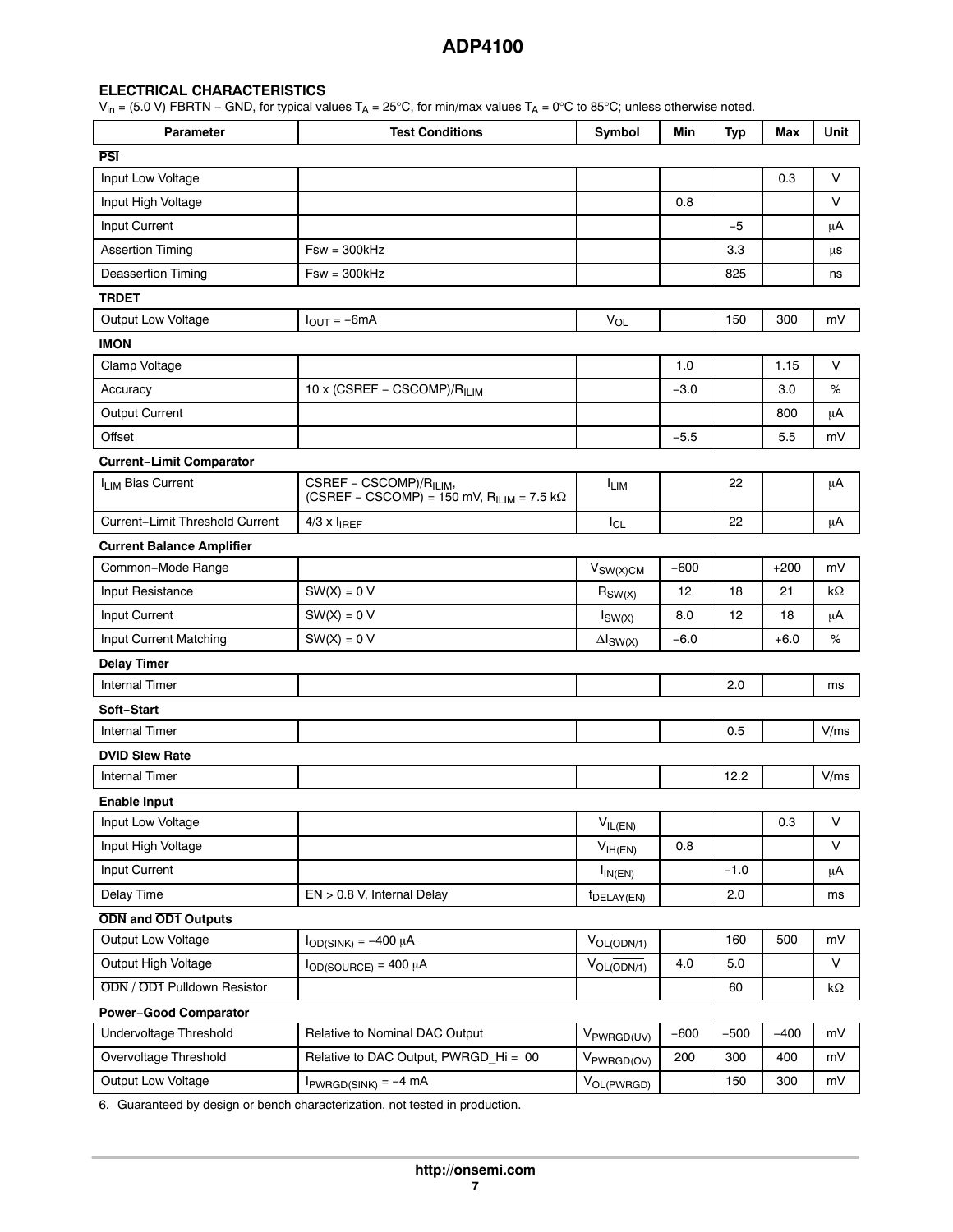## ELECTRICAL CHARACTERISTICS

$V_{in}$ = (5.0 V) FBRTN − GND, for typical values $T_A$ = 25°C, for min/max values $T_A$ = 0°C to 85°C; unless otherwise noted.

| Parameter | Test Conditions | Symbol | Min | Typ | Max | Unit |
|---|---|---|---|---|---|---|
| **$\overline{PSI}$** | | | | | | |
| Input Low Voltage | | | | | 0.3 | V |
| Input High Voltage | | | 0.8 | | | V |
| Input Current | | | | −5 | | μA |
| Assertion Timing | Fsw = 300kHz | | | 3.3 | | μs |
| Deassertion Timing | Fsw = 300kHz | | | 825 | | ns |
| **TRDET** | | | | | | |
| Output Low Voltage | $I_{OUT}$ = −6mA | $V_{OL}$ | | 150 | 300 | mV |
| **IMON** | | | | | | |
| Clamp Voltage | | | 1.0 | | 1.15 | V |
| Accuracy | 10 x (CSREF − CSCOMP)/$R_{ILIM}$ | | −3.0 | | 3.0 | % |
| Output Current | | | | | 800 | μA |
| Offset | | | −5.5 | | 5.5 | mV |
| **Current−Limit Comparator** | | | | | | |
| $I_{LIM}$ Bias Current | CSREF − CSCOMP)/$R_{ILIM}$, (CSREF − CSCOMP) = 150 mV, $R_{ILIM}$ = 7.5 kΩ | $I_{LIM}$ | | 22 | | μA |
| Current−Limit Threshold Current | 4/3 x $I_{IREF}$ | $I_{CL}$ | | 22 | | μA |
| **Current Balance Amplifier** | | | | | | |
| Common−Mode Range | | $V_{SW(X)CM}$ | −600 | | +200 | mV |
| Input Resistance | SW(X) = 0 V | $R_{SW(X)}$ | 12 | 18 | 21 | kΩ |
| Input Current | SW(X) = 0 V | $I_{SW(X)}$ | 8.0 | 12 | 18 | μA |
| Input Current Matching | SW(X) = 0 V | $\Delta I_{SW(X)}$ | −6.0 | | +6.0 | % |
| **Delay Timer** | | | | | | |
| Internal Timer | | | | 2.0 | | ms |
| **Soft−Start** | | | | | | |
| Internal Timer | | | | 0.5 | | V/ms |
| **DVID Slew Rate** | | | | | | |
| Internal Timer | | | | 12.2 | | V/ms |
| **Enable Input** | | | | | | |
| Input Low Voltage | | $V_{IL(EN)}$ | | | 0.3 | V |
| Input High Voltage | | $V_{IH(EN)}$ | 0.8 | | | V |
| Input Current | | $I_{IN(EN)}$ | | −1.0 | | μA |
| Delay Time | EN > 0.8 V, Internal Delay | $t_{DELAY(EN)}$ | | 2.0 | | ms |
| **$\overline{ODN}$ and $\overline{OD1}$ Outputs** | | | | | | |
| Output Low Voltage | $I_{OD(SINK)}$ = −400 μA | $V_{OL(\overline{ODN/1})}$ | | 160 | 500 | mV |
| Output High Voltage | $I_{OD(SOURCE)}$ = 400 μA | $V_{OL(\overline{ODN/1})}$ | 4.0 | 5.0 | | V |
| $\overline{ODN}$ / $\overline{OD1}$ Pulldown Resistor | | | | 60 | | kΩ |
| **Power−Good Comparator** | | | | | | |
| Undervoltage Threshold | Relative to Nominal DAC Output | $V_{PWRGD(UV)}$ | −600 | −500 | −400 | mV |
| Overvoltage Threshold | Relative to DAC Output, PWRGD_Hi = 00 | $V_{PWRGD(OV)}$ | 200 | 300 | 400 | mV |
| Output Low Voltage | $I_{PWRGD(SINK)}$ = −4 mA | $V_{OL(PWRGD)}$ | | 150 | 300 | mV |

6. Guaranteed by design or bench characterization, not tested in production.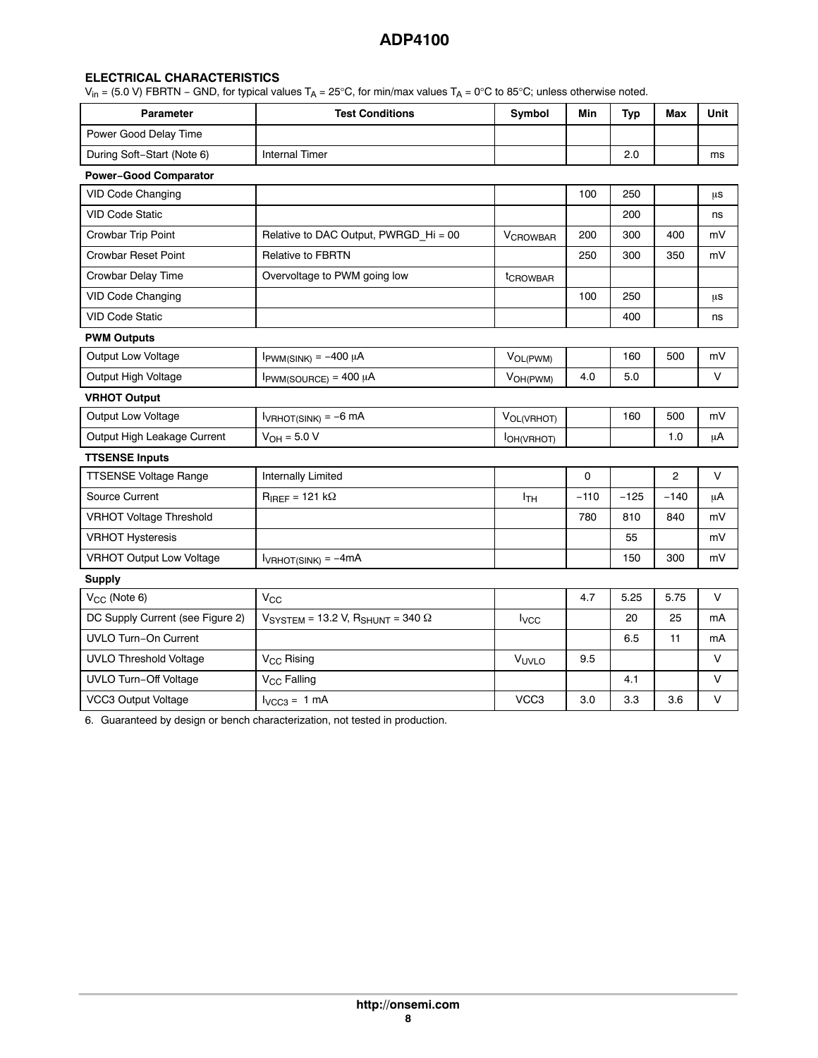## ELECTRICAL CHARACTERISTICS

$V_{in}$ = (5.0 V) FBRTN − GND, for typical values $T_A$ = 25°C, for min/max values $T_A$ = 0°C to 85°C; unless otherwise noted.

| Parameter | Test Conditions | Symbol | Min | Typ | Max | Unit |
|---|---|---|---|---|---|---|
| Power Good Delay Time | | | | | | |
| During Soft−Start (Note 6) | Internal Timer | | | 2.0 | | ms |
| **Power−Good Comparator** | | | | | | |
| VID Code Changing | | | 100 | 250 | | μs |
| VID Code Static | | | | 200 | | ns |
| Crowbar Trip Point | Relative to DAC Output, PWRGD_Hi = 00 | $V_{CROWBAR}$ | 200 | 300 | 400 | mV |
| Crowbar Reset Point | Relative to FBRTN | | 250 | 300 | 350 | mV |
| Crowbar Delay Time | Overvoltage to PWM going low | $t_{CROWBAR}$ | | | | |
| VID Code Changing | | | 100 | 250 | | μs |
| VID Code Static | | | | 400 | | ns |
| **PWM Outputs** | | | | | | |
| Output Low Voltage | $I_{PWM(SINK)}$ = −400 μA | $V_{OL(PWM)}$ | | 160 | 500 | mV |
| Output High Voltage | $I_{PWM(SOURCE)}$ = 400 μA | $V_{OH(PWM)}$ | 4.0 | 5.0 | | V |
| **VRHOT Output** | | | | | | |
| Output Low Voltage | $I_{VRHOT(SINK)}$ = −6 mA | $V_{OL(VRHOT)}$ | | 160 | 500 | mV |
| Output High Leakage Current | $V_{OH}$ = 5.0 V | $I_{OH(VRHOT)}$ | | | 1.0 | μA |
| **TTSENSE Inputs** | | | | | | |
| TTSENSE Voltage Range | Internally Limited | | 0 | | 2 | V |
| Source Current | $R_{IREF}$ = 121 kΩ | $I_{TH}$ | −110 | −125 | −140 | μA |
| VRHOT Voltage Threshold | | | 780 | 810 | 840 | mV |
| VRHOT Hysteresis | | | | 55 | | mV |
| VRHOT Output Low Voltage | $I_{VRHOT(SINK)}$ = −4mA | | | 150 | 300 | mV |
| **Supply** | | | | | | |
| $V_{CC}$ (Note 6) | $V_{CC}$ | | 4.7 | 5.25 | 5.75 | V |
| DC Supply Current (see Figure 2) | $V_{SYSTEM}$ = 13.2 V, $R_{SHUNT}$ = 340 Ω | $I_{VCC}$ | | 20 | 25 | mA |
| UVLO Turn−On Current | | | | 6.5 | 11 | mA |
| UVLO Threshold Voltage | $V_{CC}$ Rising | $V_{UVLO}$ | 9.5 | | | V |
| UVLO Turn−Off Voltage | $V_{CC}$ Falling | | | 4.1 | | V |
| VCC3 Output Voltage | $I_{VCC3}$ = 1 mA | VCC3 | 3.0 | 3.3 | 3.6 | V |

6. Guaranteed by design or bench characterization, not tested in production.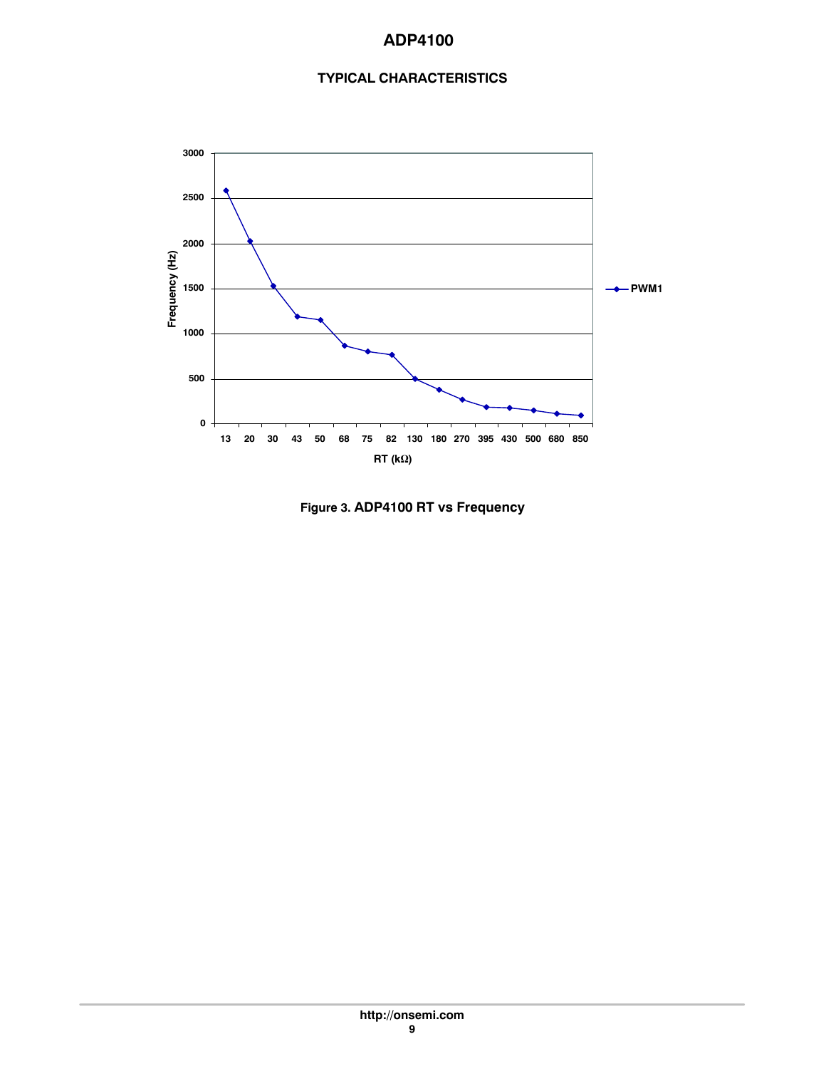## TYPICAL CHARACTERISTICS

Figure 3. ADP4100 RT vs Frequency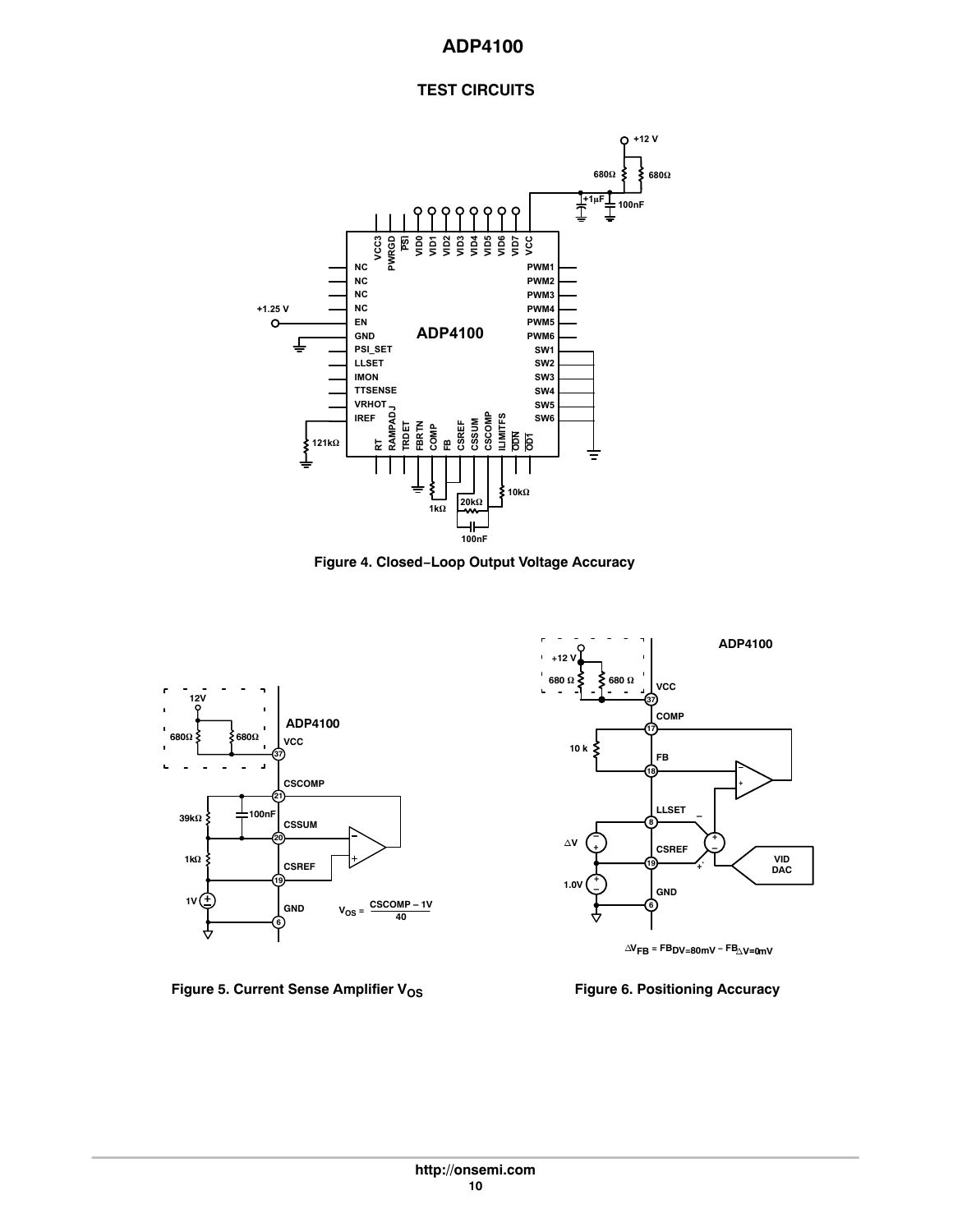## TEST CIRCUITS

Figure 4. Closed−Loop Output Voltage Accuracy

$V_{OS} = \frac{CSCOMP - 1V}{40}$

Figure 5. Current Sense Amplifier $V_{OS}$

$\Delta V_{FB} = FB_{\Delta V=80mV} - FB_{\Delta V=0mV}$

Figure 6. Positioning Accuracy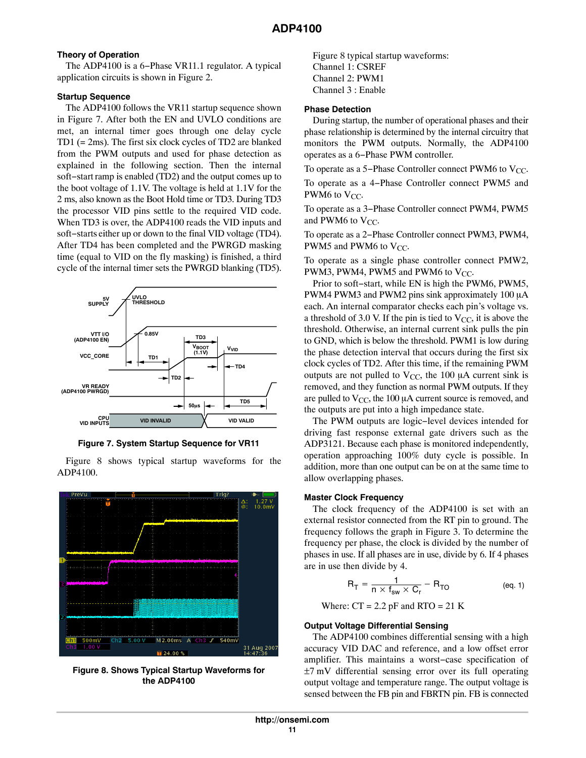## Theory of Operation

The ADP4100 is a 6−Phase VR11.1 regulator. A typical application circuits is shown in Figure 2.

### Startup Sequence

The ADP4100 follows the VR11 startup sequence shown in Figure 7. After both the EN and UVLO conditions are met, an internal timer goes through one delay cycle TD1 (= 2ms). The first six clock cycles of TD2 are blanked from the PWM outputs and used for phase detection as explained in the following section. Then the internal soft−start ramp is enabled (TD2) and the output comes up to the boot voltage of 1.1V. The voltage is held at 1.1V for the 2 ms, also known as the Boot Hold time or TD3. During TD3 the processor VID pins settle to the required VID code. When TD3 is over, the ADP4100 reads the VID inputs and soft−starts either up or down to the final VID voltage (TD4). After TD4 has been completed and the PWRGD masking time (equal to VID on the fly masking) is finished, a third cycle of the internal timer sets the PWRGD blanking (TD5).

**Figure 7. System Startup Sequence for VR11**

Figure 8 shows typical startup waveforms for the ADP4100.

**Figure 8. Shows Typical Startup Waveforms for the ADP4100**

Figure 8 typical startup waveforms:
Channel 1: CSREF
Channel 2: PWM1
Channel 3 : Enable

### Phase Detection

During startup, the number of operational phases and their phase relationship is determined by the internal circuitry that monitors the PWM outputs. Normally, the ADP4100 operates as a 6−Phase PWM controller.

To operate as a 5−Phase Controller connect PWM6 to $V_{CC}$.

To operate as a 4−Phase Controller connect PWM5 and PWM6 to $V_{CC}$.

To operate as a 3−Phase Controller connect PWM4, PWM5 and PWM6 to $V_{CC}$.

To operate as a 2−Phase Controller connect PWM3, PWM4, PWM5 and PWM6 to $V_{CC}$.

To operate as a single phase controller connect PMW2, PWM3, PWM4, PWM5 and PWM6 to $V_{CC}$.

Prior to soft−start, while EN is high the PWM6, PWM5, PWM4 PWM3 and PWM2 pins sink approximately 100 µA each. An internal comparator checks each pin's voltage vs. a threshold of 3.0 V. If the pin is tied to $V_{CC}$, it is above the threshold. Otherwise, an internal current sink pulls the pin to GND, which is below the threshold. PWM1 is low during the phase detection interval that occurs during the first six clock cycles of TD2. After this time, if the remaining PWM outputs are not pulled to $V_{CC}$, the 100 µA current sink is removed, and they function as normal PWM outputs. If they are pulled to $V_{CC}$, the 100 µA current source is removed, and the outputs are put into a high impedance state.

The PWM outputs are logic−level devices intended for driving fast response external gate drivers such as the ADP3121. Because each phase is monitored independently, operation approaching 100% duty cycle is possible. In addition, more than one output can be on at the same time to allow overlapping phases.

### Master Clock Frequency

The clock frequency of the ADP4100 is set with an external resistor connected from the RT pin to ground. The frequency follows the graph in Figure 3. To determine the frequency per phase, the clock is divided by the number of phases in use. If all phases are in use, divide by 6. If 4 phases are in use then divide by 4.

$$R_T = \frac{1}{n \times f_{sw} \times C_r} - R_{TO} \qquad \text{(eq. 1)}$$

Where: CT = 2.2 pF and RTO = 21 K

### Output Voltage Differential Sensing

The ADP4100 combines differential sensing with a high accuracy VID DAC and reference, and a low offset error amplifier. This maintains a worst−case specification of ±7 mV differential sensing error over its full operating output voltage and temperature range. The output voltage is sensed between the FB pin and FBRTN pin. FB is connected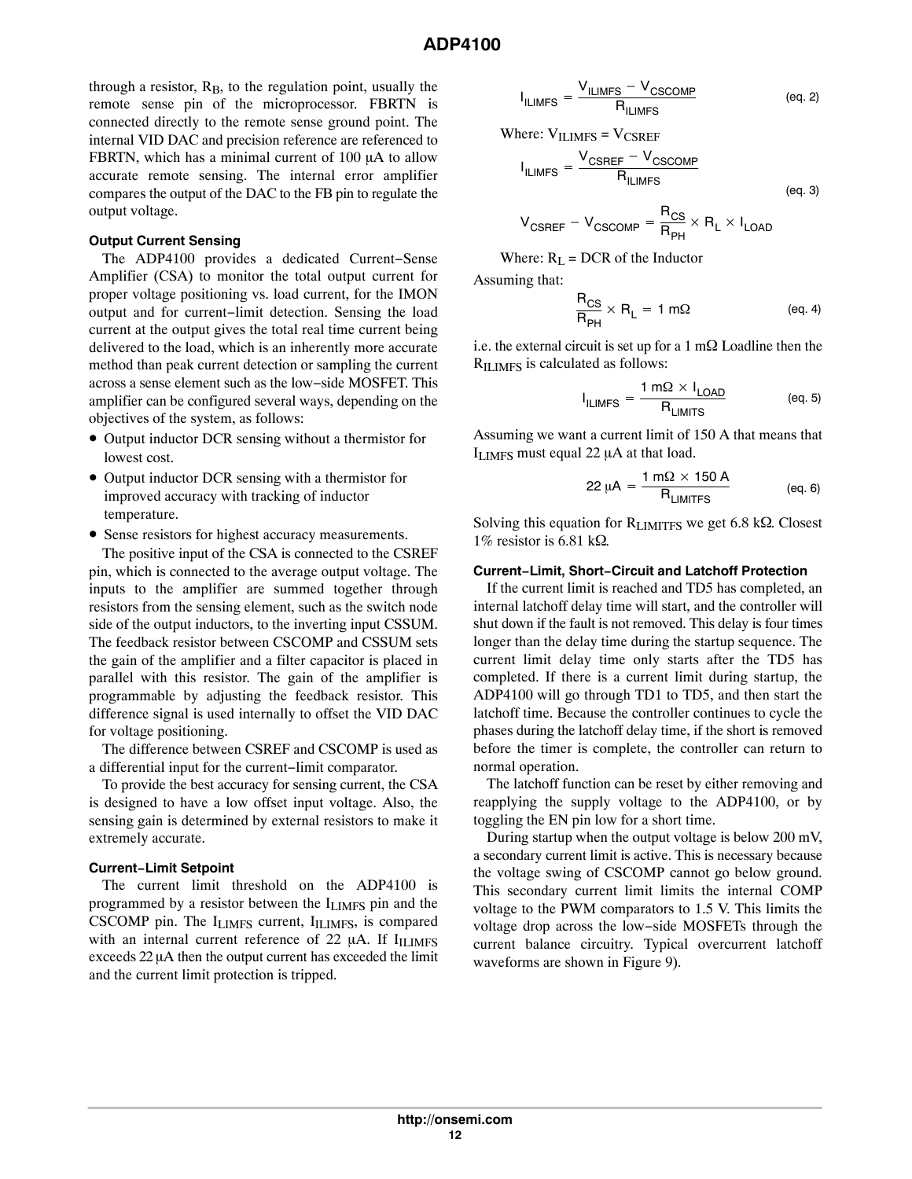through a resistor, $R_B$, to the regulation point, usually the remote sense pin of the microprocessor. FBRTN is connected directly to the remote sense ground point. The internal VID DAC and precision reference are referenced to FBRTN, which has a minimal current of 100 μA to allow accurate remote sensing. The internal error amplifier compares the output of the DAC to the FB pin to regulate the output voltage.

#### Output Current Sensing

The ADP4100 provides a dedicated Current−Sense Amplifier (CSA) to monitor the total output current for proper voltage positioning vs. load current, for the IMON output and for current−limit detection. Sensing the load current at the output gives the total real time current being delivered to the load, which is an inherently more accurate method than peak current detection or sampling the current across a sense element such as the low−side MOSFET. This amplifier can be configured several ways, depending on the objectives of the system, as follows:

- Output inductor DCR sensing without a thermistor for lowest cost.
- Output inductor DCR sensing with a thermistor for improved accuracy with tracking of inductor temperature.
- Sense resistors for highest accuracy measurements.

The positive input of the CSA is connected to the CSREF pin, which is connected to the average output voltage. The inputs to the amplifier are summed together through resistors from the sensing element, such as the switch node side of the output inductors, to the inverting input CSSUM. The feedback resistor between CSCOMP and CSSUM sets the gain of the amplifier and a filter capacitor is placed in parallel with this resistor. The gain of the amplifier is programmable by adjusting the feedback resistor. This difference signal is used internally to offset the VID DAC for voltage positioning.

The difference between CSREF and CSCOMP is used as a differential input for the current−limit comparator.

To provide the best accuracy for sensing current, the CSA is designed to have a low offset input voltage. Also, the sensing gain is determined by external resistors to make it extremely accurate.

#### Current−Limit Setpoint

The current limit threshold on the ADP4100 is programmed by a resistor between the $I_{LIMFS}$ pin and the CSCOMP pin. The $I_{LIMFS}$ current, $I_{ILIMFS}$, is compared with an internal current reference of 22 μA. If $I_{ILIMFS}$ exceeds 22 μA then the output current has exceeded the limit and the current limit protection is tripped.

$$I_{ILIMFS} = \frac{V_{ILIMFS} - V_{CSCOMP}}{R_{ILIMFS}} \quad \text{(eq. 2)}$$

Where: $V_{ILIMFS} = V_{CSREF}$

$$I_{ILIMFS} = \frac{V_{CSREF} - V_{CSCOMP}}{R_{ILIMFS}} \quad \text{(eq. 3)}$$

$$V_{CSREF} - V_{CSCOMP} = \frac{R_{CS}}{R_{PH}} \times R_L \times I_{LOAD}$$

Where: $R_L$ = DCR of the Inductor

Assuming that:

$$\frac{R_{CS}}{R_{PH}} \times R_L = 1\ \text{m}\Omega \quad \text{(eq. 4)}$$

i.e. the external circuit is set up for a 1 mΩ Loadline then the $R_{ILIMFS}$ is calculated as follows:

$$I_{ILIMFS} = \frac{1\ \text{m}\Omega \times I_{LOAD}}{R_{LIMITS}} \quad \text{(eq. 5)}$$

Assuming we want a current limit of 150 A that means that $I_{LIMFS}$ must equal 22 μA at that load.

$$22\ \mu\text{A} = \frac{1\ \text{m}\Omega \times 150\ \text{A}}{R_{LIMITFS}} \quad \text{(eq. 6)}$$

Solving this equation for $R_{LIMITFS}$ we get 6.8 kΩ. Closest 1% resistor is 6.81 kΩ.

#### Current−Limit, Short−Circuit and Latchoff Protection

If the current limit is reached and TD5 has completed, an internal latchoff delay time will start, and the controller will shut down if the fault is not removed. This delay is four times longer than the delay time during the startup sequence. The current limit delay time only starts after the TD5 has completed. If there is a current limit during startup, the ADP4100 will go through TD1 to TD5, and then start the latchoff time. Because the controller continues to cycle the phases during the latchoff delay time, if the short is removed before the timer is complete, the controller can return to normal operation.

The latchoff function can be reset by either removing and reapplying the supply voltage to the ADP4100, or by toggling the EN pin low for a short time.

During startup when the output voltage is below 200 mV, a secondary current limit is active. This is necessary because the voltage swing of CSCOMP cannot go below ground. This secondary current limit limits the internal COMP voltage to the PWM comparators to 1.5 V. This limits the voltage drop across the low−side MOSFETs through the current balance circuitry. Typical overcurrent latchoff waveforms are shown in Figure 9).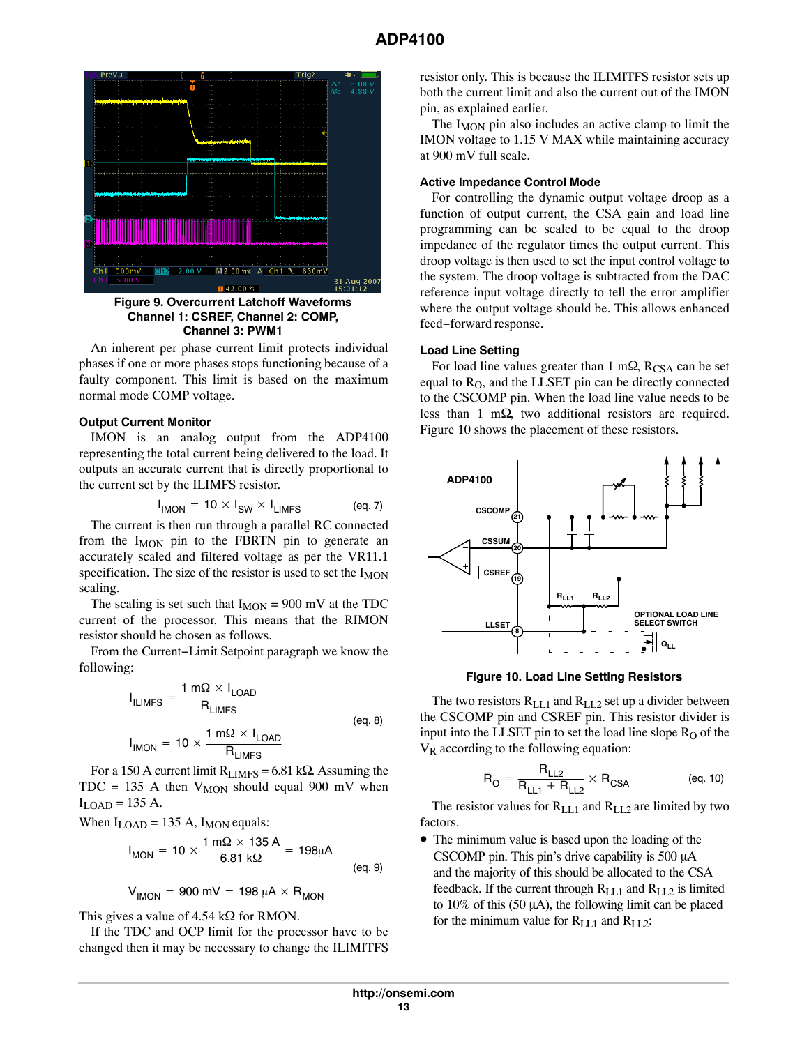Figure 9. Overcurrent Latchoff Waveforms
Channel 1: CSREF, Channel 2: COMP,
Channel 3: PWM1

An inherent per phase current limit protects individual phases if one or more phases stops functioning because of a faulty component. This limit is based on the maximum normal mode COMP voltage.

### Output Current Monitor

IMON is an analog output from the ADP4100 representing the total current being delivered to the load. It outputs an accurate current that is directly proportional to the current set by the ILIMFS resistor.

$$I_{IMON} = 10 \times I_{SW} \times I_{LIMFS} \qquad \text{(eq. 7)}$$

The current is then run through a parallel RC connected from the $I_{MON}$ pin to the FBRTN pin to generate an accurately scaled and filtered voltage as per the VR11.1 specification. The size of the resistor is used to set the $I_{MON}$ scaling.

The scaling is set such that $I_{MON}$ = 900 mV at the TDC current of the processor. This means that the RIMON resistor should be chosen as follows.

From the Current−Limit Setpoint paragraph we know the following:

$$I_{ILIMFS} = \frac{1\ \text{m}\Omega \times I_{LOAD}}{R_{LIMFS}}$$

$$I_{IMON} = 10 \times \frac{1\ \text{m}\Omega \times I_{LOAD}}{R_{LIMFS}} \qquad \text{(eq. 8)}$$

For a 150 A current limit $R_{LIMFS}$ = 6.81 kΩ. Assuming the TDC = 135 A then $V_{MON}$ should equal 900 mV when $I_{LOAD}$ = 135 A.

When $I_{LOAD}$ = 135 A, $I_{MON}$ equals:

$$I_{MON} = 10 \times \frac{1\ \text{m}\Omega \times 135\ \text{A}}{6.81\ \text{k}\Omega} = 198\ \mu\text{A}$$

$$V_{IMON} = 900\ \text{mV} = 198\ \mu\text{A} \times R_{MON} \qquad \text{(eq. 9)}$$

This gives a value of 4.54 kΩ for RMON.

If the TDC and OCP limit for the processor have to be changed then it may be necessary to change the ILIMITFS resistor only. This is because the ILIMITFS resistor sets up both the current limit and also the current out of the IMON pin, as explained earlier.

The $I_{MON}$ pin also includes an active clamp to limit the IMON voltage to 1.15 V MAX while maintaining accuracy at 900 mV full scale.

### Active Impedance Control Mode

For controlling the dynamic output voltage droop as a function of output current, the CSA gain and load line programming can be scaled to be equal to the droop impedance of the regulator times the output current. This droop voltage is then used to set the input control voltage to the system. The droop voltage is subtracted from the DAC reference input voltage directly to tell the error amplifier where the output voltage should be. This allows enhanced feed−forward response.

### Load Line Setting

For load line values greater than 1 mΩ, $R_{CSA}$ can be set equal to $R_O$, and the LLSET pin can be directly connected to the CSCOMP pin. When the load line value needs to be less than 1 mΩ, two additional resistors are required. Figure 10 shows the placement of these resistors.

Figure 10. Load Line Setting Resistors

The two resistors $R_{LL1}$ and $R_{LL2}$ set up a divider between the CSCOMP pin and CSREF pin. This resistor divider is input into the LLSET pin to set the load line slope $R_O$ of the $V_R$ according to the following equation:

$$R_O = \frac{R_{LL2}}{R_{LL1} + R_{LL2}} \times R_{CSA} \qquad \text{(eq. 10)}$$

The resistor values for $R_{LL1}$ and $R_{LL2}$ are limited by two factors.

- The minimum value is based upon the loading of the CSCOMP pin. This pin's drive capability is 500 μA and the majority of this should be allocated to the CSA feedback. If the current through $R_{LL1}$ and $R_{LL2}$ is limited to 10% of this (50 μA), the following limit can be placed for the minimum value for $R_{LL1}$ and $R_{LL2}$: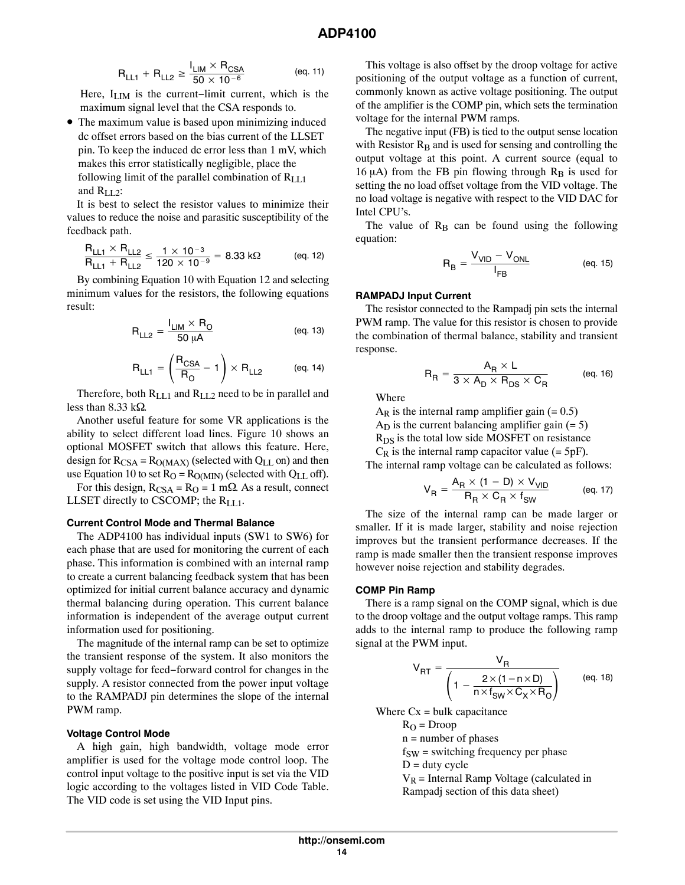$$R_{LL1} + R_{LL2} \geq \frac{I_{LIM} \times R_{CSA}}{50 \times 10^{-6}} \qquad \text{(eq. 11)}$$

Here, $I_{LIM}$ is the current−limit current, which is the maximum signal level that the CSA responds to.

- The maximum value is based upon minimizing induced dc offset errors based on the bias current of the LLSET pin. To keep the induced dc error less than 1 mV, which makes this error statistically negligible, place the following limit of the parallel combination of $R_{LL1}$ and $R_{LL2}$:

It is best to select the resistor values to minimize their values to reduce the noise and parasitic susceptibility of the feedback path.

$$\frac{R_{LL1} \times R_{LL2}}{R_{LL1} + R_{LL2}} \leq \frac{1 \times 10^{-3}}{120 \times 10^{-9}} = 8.33\ \text{k}\Omega \qquad \text{(eq. 12)}$$

By combining Equation 10 with Equation 12 and selecting minimum values for the resistors, the following equations result:

$$R_{LL2} = \frac{I_{LIM} \times R_O}{50\ \mu\text{A}} \qquad \text{(eq. 13)}$$

$$R_{LL1} = \left(\frac{R_{CSA}}{R_O} - 1\right) \times R_{LL2} \qquad \text{(eq. 14)}$$

Therefore, both $R_{LL1}$ and $R_{LL2}$ need to be in parallel and less than 8.33 kΩ.

Another useful feature for some VR applications is the ability to select different load lines. Figure 10 shows an optional MOSFET switch that allows this feature. Here, design for $R_{CSA} = R_{O(MAX)}$ (selected with $Q_{LL}$ on) and then use Equation 10 to set $R_O = R_{O(MIN)}$ (selected with $Q_{LL}$ off).

For this design, $R_{CSA} = R_O = 1\ \text{m}\Omega$. As a result, connect LLSET directly to CSCOMP; the $R_{LL1}$.

### Current Control Mode and Thermal Balance

The ADP4100 has individual inputs (SW1 to SW6) for each phase that are used for monitoring the current of each phase. This information is combined with an internal ramp to create a current balancing feedback system that has been optimized for initial current balance accuracy and dynamic thermal balancing during operation. This current balance information is independent of the average output current information used for positioning.

The magnitude of the internal ramp can be set to optimize the transient response of the system. It also monitors the supply voltage for feed−forward control for changes in the supply. A resistor connected from the power input voltage to the RAMPADJ pin determines the slope of the internal PWM ramp.

### Voltage Control Mode

A high gain, high bandwidth, voltage mode error amplifier is used for the voltage mode control loop. The control input voltage to the positive input is set via the VID logic according to the voltages listed in VID Code Table. The VID code is set using the VID Input pins.

This voltage is also offset by the droop voltage for active positioning of the output voltage as a function of current, commonly known as active voltage positioning. The output of the amplifier is the COMP pin, which sets the termination voltage for the internal PWM ramps.

The negative input (FB) is tied to the output sense location with Resistor $R_B$ and is used for sensing and controlling the output voltage at this point. A current source (equal to 16 µA) from the FB pin flowing through $R_B$ is used for setting the no load offset voltage from the VID voltage. The no load voltage is negative with respect to the VID DAC for Intel CPU's.

The value of $R_B$ can be found using the following equation:

$$R_B = \frac{V_{VID} - V_{ONL}}{I_{FB}} \qquad \text{(eq. 15)}$$

### RAMPADJ Input Current

The resistor connected to the Rampadj pin sets the internal PWM ramp. The value for this resistor is chosen to provide the combination of thermal balance, stability and transient response.

$$R_R = \frac{A_R \times L}{3 \times A_D \times R_{DS} \times C_R} \qquad \text{(eq. 16)}$$

Where

$A_R$ is the internal ramp amplifier gain (= 0.5)

$A_D$ is the current balancing amplifier gain (= 5)

$R_{DS}$ is the total low side MOSFET on resistance

$C_R$ is the internal ramp capacitor value (= 5pF).

The internal ramp voltage can be calculated as follows:

$$V_R = \frac{A_R \times (1 - D) \times V_{VID}}{R_R \times C_R \times f_{SW}} \qquad \text{(eq. 17)}$$

The size of the internal ramp can be made larger or smaller. If it is made larger, stability and noise rejection improves but the transient performance decreases. If the ramp is made smaller then the transient response improves however noise rejection and stability degrades.

### COMP Pin Ramp

There is a ramp signal on the COMP signal, which is due to the droop voltage and the output voltage ramps. This ramp adds to the internal ramp to produce the following ramp signal at the PWM input.

$$V_{RT} = \frac{V_R}{\left(1 - \dfrac{2 \times (1 - n \times D)}{n \times f_{SW} \times C_X \times R_O}\right)} \qquad \text{(eq. 18)}$$

Where Cx = bulk capacitance

$R_O$ = Droop

n = number of phases

$f_{SW}$ = switching frequency per phase

D = duty cycle

$V_R$ = Internal Ramp Voltage (calculated in Rampadj section of this data sheet)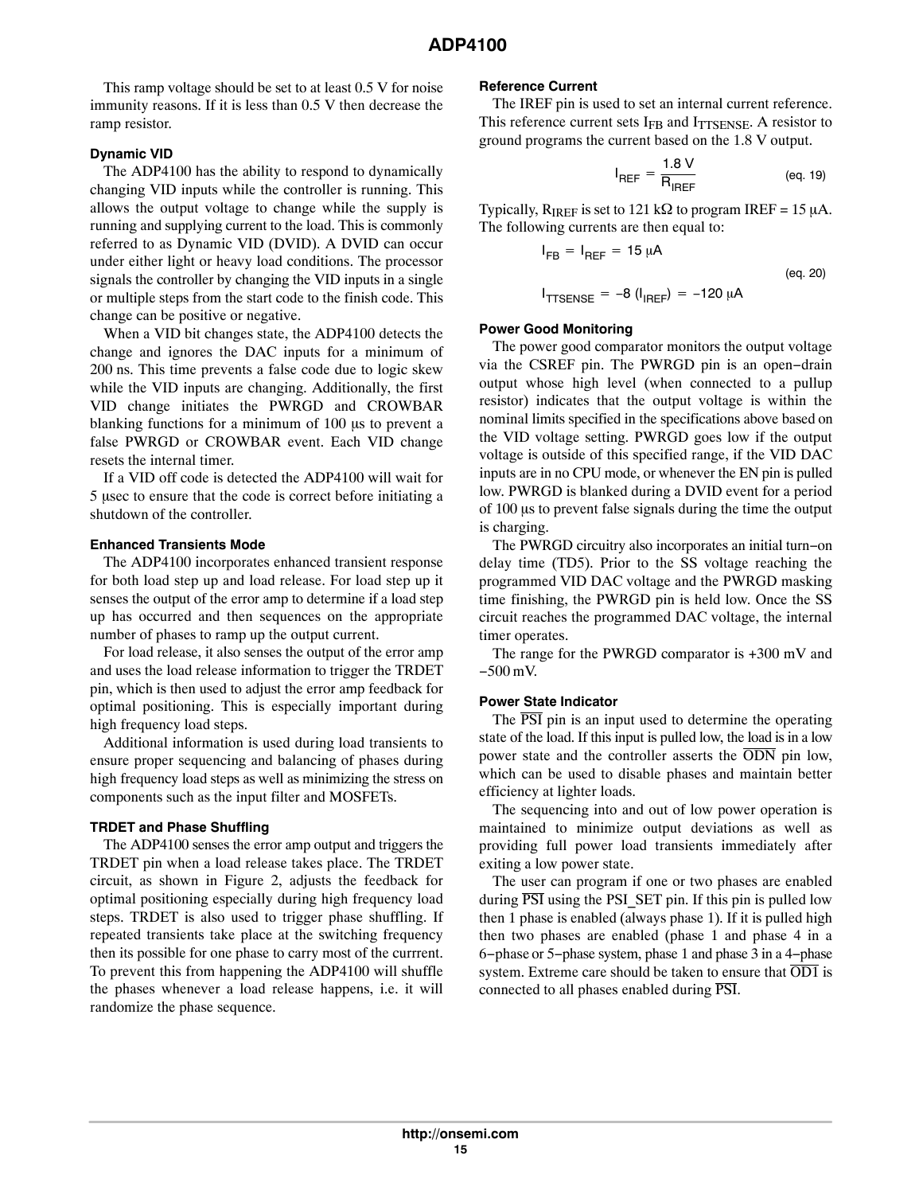This ramp voltage should be set to at least 0.5 V for noise immunity reasons. If it is less than 0.5 V then decrease the ramp resistor.

### Dynamic VID

The ADP4100 has the ability to respond to dynamically changing VID inputs while the controller is running. This allows the output voltage to change while the supply is running and supplying current to the load. This is commonly referred to as Dynamic VID (DVID). A DVID can occur under either light or heavy load conditions. The processor signals the controller by changing the VID inputs in a single or multiple steps from the start code to the finish code. This change can be positive or negative.

When a VID bit changes state, the ADP4100 detects the change and ignores the DAC inputs for a minimum of 200 ns. This time prevents a false code due to logic skew while the VID inputs are changing. Additionally, the first VID change initiates the PWRGD and CROWBAR blanking functions for a minimum of 100 μs to prevent a false PWRGD or CROWBAR event. Each VID change resets the internal timer.

If a VID off code is detected the ADP4100 will wait for 5 μsec to ensure that the code is correct before initiating a shutdown of the controller.

### Enhanced Transients Mode

The ADP4100 incorporates enhanced transient response for both load step up and load release. For load step up it senses the output of the error amp to determine if a load step up has occurred and then sequences on the appropriate number of phases to ramp up the output current.

For load release, it also senses the output of the error amp and uses the load release information to trigger the TRDET pin, which is then used to adjust the error amp feedback for optimal positioning. This is especially important during high frequency load steps.

Additional information is used during load transients to ensure proper sequencing and balancing of phases during high frequency load steps as well as minimizing the stress on components such as the input filter and MOSFETs.

### TRDET and Phase Shuffling

The ADP4100 senses the error amp output and triggers the TRDET pin when a load release takes place. The TRDET circuit, as shown in Figure 2, adjusts the feedback for optimal positioning especially during high frequency load steps. TRDET is also used to trigger phase shuffling. If repeated transients take place at the switching frequency then its possible for one phase to carry most of the currrent. To prevent this from happening the ADP4100 will shuffle the phases whenever a load release happens, i.e. it will randomize the phase sequence.

### Reference Current

The IREF pin is used to set an internal current reference. This reference current sets $I_{FB}$ and $I_{TTSENSE}$. A resistor to ground programs the current based on the 1.8 V output.

$$I_{REF} = \frac{1.8\ V}{R_{IREF}} \tag{eq. 19}$$

Typically, $R_{IREF}$ is set to 121 kΩ to program IREF = 15 μA. The following currents are then equal to:

$$I_{FB} = I_{REF} = 15\ \mu A$$
$$I_{TTSENSE} = -8\ (I_{IREF}) = -120\ \mu A \tag{eq. 20}$$

### Power Good Monitoring

The power good comparator monitors the output voltage via the CSREF pin. The PWRGD pin is an open−drain output whose high level (when connected to a pullup resistor) indicates that the output voltage is within the nominal limits specified in the specifications above based on the VID voltage setting. PWRGD goes low if the output voltage is outside of this specified range, if the VID DAC inputs are in no CPU mode, or whenever the EN pin is pulled low. PWRGD is blanked during a DVID event for a period of 100 μs to prevent false signals during the time the output is charging.

The PWRGD circuitry also incorporates an initial turn−on delay time (TD5). Prior to the SS voltage reaching the programmed VID DAC voltage and the PWRGD masking time finishing, the PWRGD pin is held low. Once the SS circuit reaches the programmed DAC voltage, the internal timer operates.

The range for the PWRGD comparator is +300 mV and −500 mV.

### Power State Indicator

The $\overline{\text{PSI}}$ pin is an input used to determine the operating state of the load. If this input is pulled low, the load is in a low power state and the controller asserts the $\overline{\text{ODN}}$ pin low, which can be used to disable phases and maintain better efficiency at lighter loads.

The sequencing into and out of low power operation is maintained to minimize output deviations as well as providing full power load transients immediately after exiting a low power state.

The user can program if one or two phases are enabled during $\overline{\text{PSI}}$ using the PSI_SET pin. If this pin is pulled low then 1 phase is enabled (always phase 1). If it is pulled high then two phases are enabled (phase 1 and phase 4 in a 6−phase or 5−phase system, phase 1 and phase 3 in a 4−phase system. Extreme care should be taken to ensure that $\overline{\text{OD1}}$ is connected to all phases enabled during $\overline{\text{PSI}}$.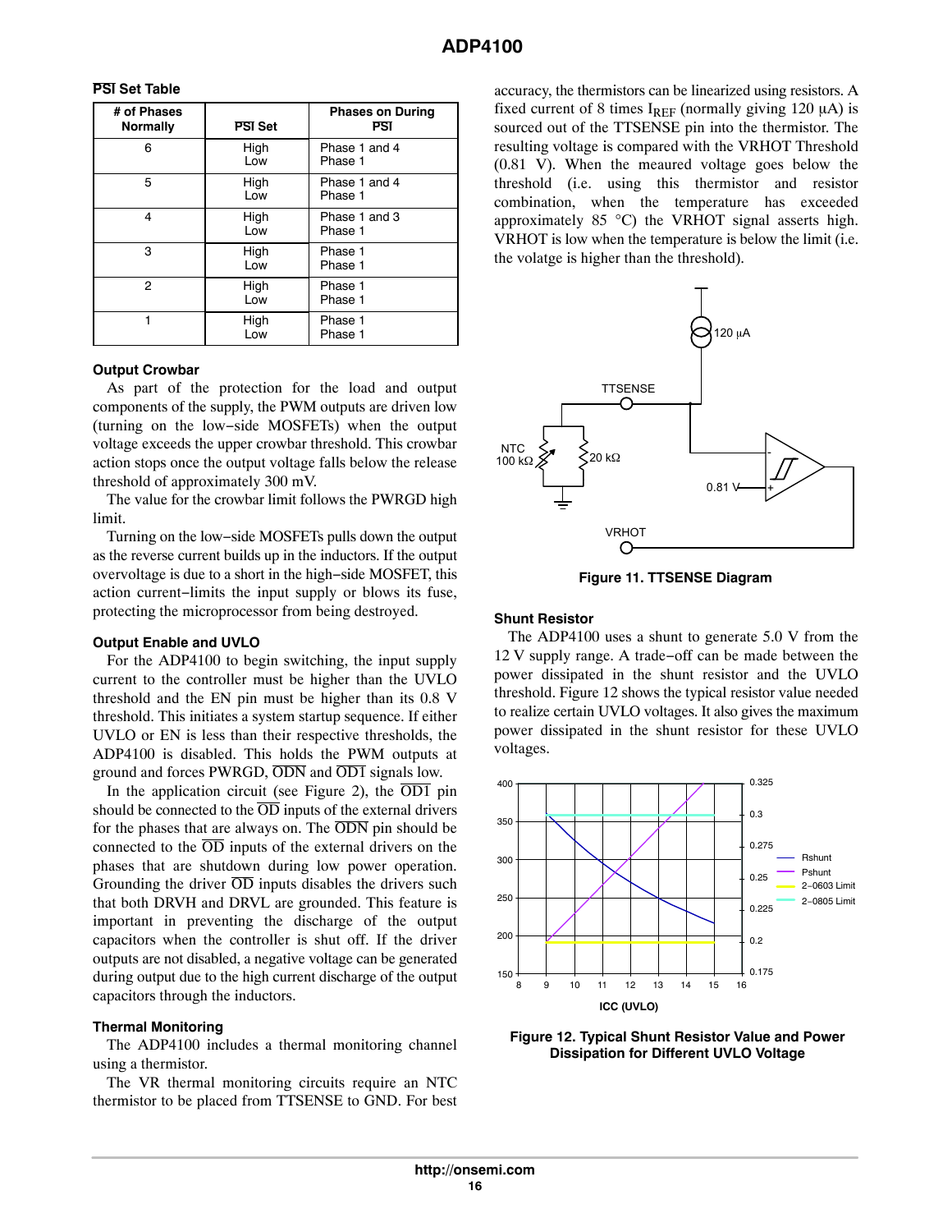### PSI Set Table

| # of Phases Normally | PSI Set | Phases on During PSI |
|---|---|---|
| 6 | High<br>Low | Phase 1 and 4<br>Phase 1 |
| 5 | High<br>Low | Phase 1 and 4<br>Phase 1 |
| 4 | High<br>Low | Phase 1 and 3<br>Phase 1 |
| 3 | High<br>Low | Phase 1<br>Phase 1 |
| 2 | High<br>Low | Phase 1<br>Phase 1 |
| 1 | High<br>Low | Phase 1<br>Phase 1 |

### Output Crowbar

As part of the protection for the load and output components of the supply, the PWM outputs are driven low (turning on the low−side MOSFETs) when the output voltage exceeds the upper crowbar threshold. This crowbar action stops once the output voltage falls below the release threshold of approximately 300 mV.

The value for the crowbar limit follows the PWRGD high limit.

Turning on the low−side MOSFETs pulls down the output as the reverse current builds up in the inductors. If the output overvoltage is due to a short in the high−side MOSFET, this action current−limits the input supply or blows its fuse, protecting the microprocessor from being destroyed.

### Output Enable and UVLO

For the ADP4100 to begin switching, the input supply current to the controller must be higher than the UVLO threshold and the EN pin must be higher than its 0.8 V threshold. This initiates a system startup sequence. If either UVLO or EN is less than their respective thresholds, the ADP4100 is disabled. This holds the PWM outputs at ground and forces PWRGD, $\overline{\text{ODN}}$ and $\overline{\text{OD1}}$ signals low.

In the application circuit (see Figure 2), the $\overline{\text{OD1}}$ pin should be connected to the $\overline{\text{OD}}$ inputs of the external drivers for the phases that are always on. The $\overline{\text{ODN}}$ pin should be connected to the $\overline{\text{OD}}$ inputs of the external drivers on the phases that are shutdown during low power operation. Grounding the driver $\overline{\text{OD}}$ inputs disables the drivers such that both DRVH and DRVL are grounded. This feature is important in preventing the discharge of the output capacitors when the controller is shut off. If the driver outputs are not disabled, a negative voltage can be generated during output due to the high current discharge of the output capacitors through the inductors.

### Thermal Monitoring

The ADP4100 includes a thermal monitoring channel using a thermistor.

The VR thermal monitoring circuits require an NTC thermistor to be placed from TTSENSE to GND. For best accuracy, the thermistors can be linearized using resistors. A fixed current of 8 times $I_{REF}$ (normally giving 120 μA) is sourced out of the TTSENSE pin into the thermistor. The resulting voltage is compared with the VRHOT Threshold (0.81 V). When the meaured voltage goes below the threshold (i.e. using this thermistor and resistor combination, when the temperature has exceeded approximately 85 °C) the VRHOT signal asserts high. VRHOT is low when the temperature is below the limit (i.e. the volatge is higher than the threshold).

**Figure 11. TTSENSE Diagram**

### Shunt Resistor

The ADP4100 uses a shunt to generate 5.0 V from the 12 V supply range. A trade−off can be made between the power dissipated in the shunt resistor and the UVLO threshold. Figure 12 shows the typical resistor value needed to realize certain UVLO voltages. It also gives the maximum power dissipated in the shunt resistor for these UVLO voltages.

**Figure 12. Typical Shunt Resistor Value and Power Dissipation for Different UVLO Voltage**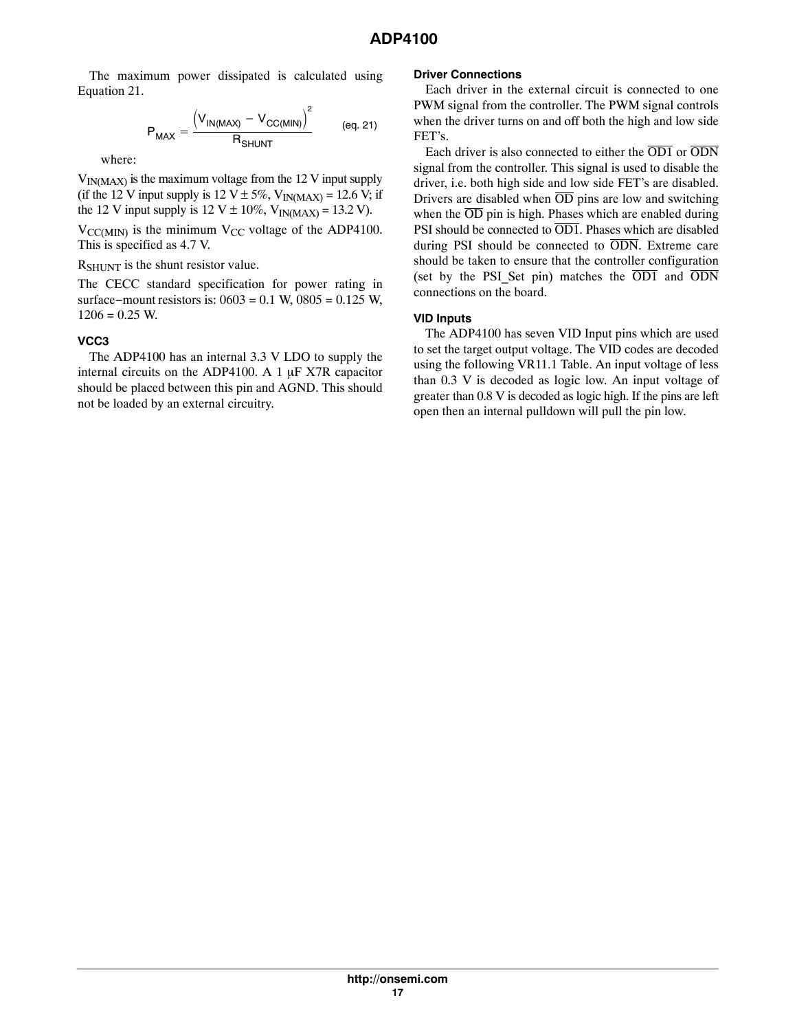The maximum power dissipated is calculated using Equation 21.

$$P_{MAX} = \frac{\left(V_{IN(MAX)} - V_{CC(MIN)}\right)^2}{R_{SHUNT}} \qquad \text{(eq. 21)}$$

where:

$V_{IN(MAX)}$ is the maximum voltage from the 12 V input supply (if the 12 V input supply is 12 V ± 5%, $V_{IN(MAX)}$ = 12.6 V; if the 12 V input supply is 12 V ± 10%, $V_{IN(MAX)}$ = 13.2 V).

$V_{CC(MIN)}$ is the minimum $V_{CC}$ voltage of the ADP4100. This is specified as 4.7 V.

$R_{SHUNT}$ is the shunt resistor value.

The CECC standard specification for power rating in surface−mount resistors is: 0603 = 0.1 W, 0805 = 0.125 W, 1206 = 0.25 W.

### VCC3

The ADP4100 has an internal 3.3 V LDO to supply the internal circuits on the ADP4100. A 1 µF X7R capacitor should be placed between this pin and AGND. This should not be loaded by an external circuitry.

### Driver Connections

Each driver in the external circuit is connected to one PWM signal from the controller. The PWM signal controls when the driver turns on and off both the high and low side FET's.

Each driver is also connected to either the $\overline{OD1}$ or $\overline{ODN}$ signal from the controller. This signal is used to disable the driver, i.e. both high side and low side FET's are disabled. Drivers are disabled when $\overline{OD}$ pins are low and switching when the $\overline{OD}$ pin is high. Phases which are enabled during PSI should be connected to $\overline{OD1}$. Phases which are disabled during PSI should be connected to $\overline{ODN}$. Extreme care should be taken to ensure that the controller configuration (set by the PSI_Set pin) matches the $\overline{OD1}$ and $\overline{ODN}$ connections on the board.

### VID Inputs

The ADP4100 has seven VID Input pins which are used to set the target output voltage. The VID codes are decoded using the following VR11.1 Table. An input voltage of less than 0.3 V is decoded as logic low. An input voltage of greater than 0.8 V is decoded as logic high. If the pins are left open then an internal pulldown will pull the pin low.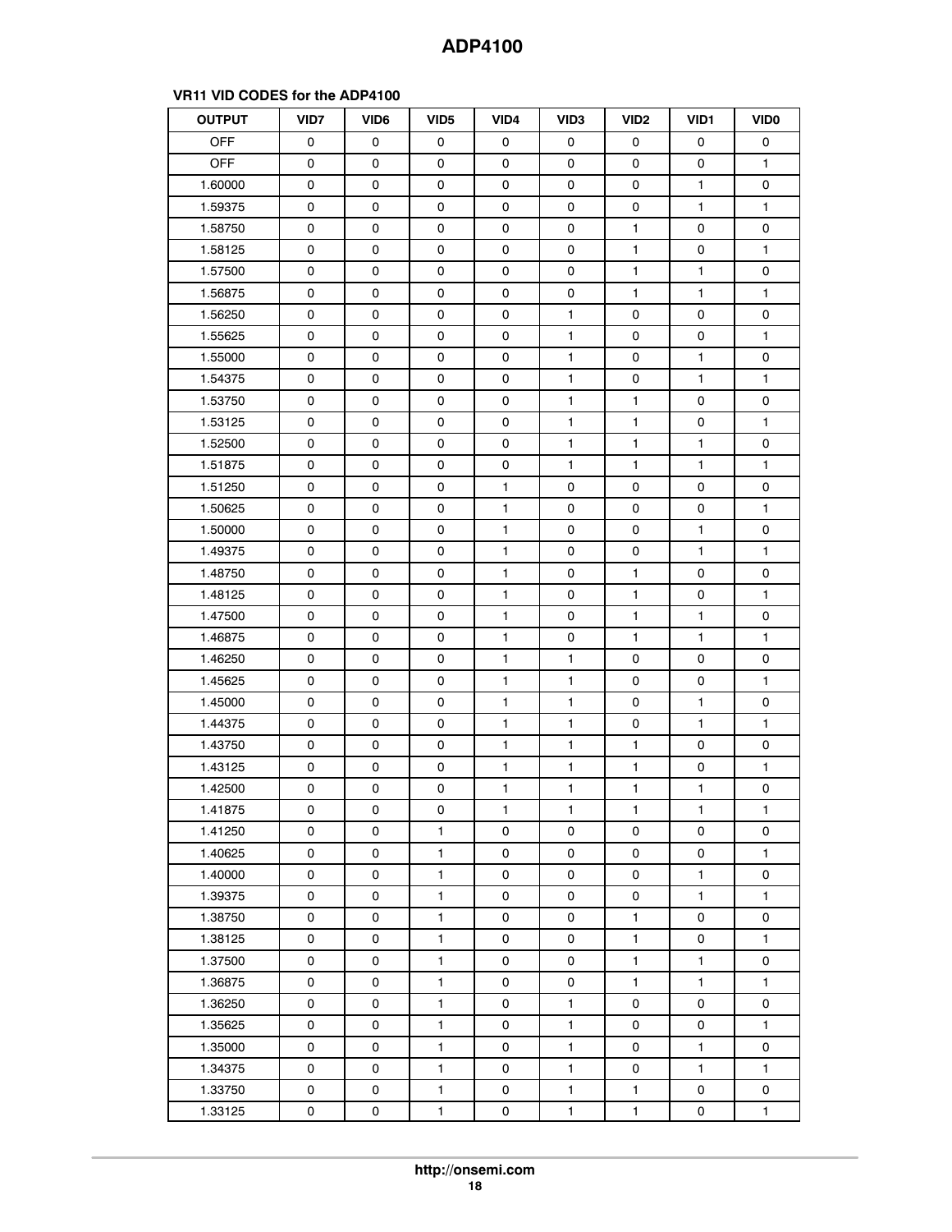**VR11 VID CODES for the ADP4100**

| OUTPUT | VID7 | VID6 | VID5 | VID4 | VID3 | VID2 | VID1 | VID0 |
|---|---|---|---|---|---|---|---|---|
| OFF | 0 | 0 | 0 | 0 | 0 | 0 | 0 | 0 |
| OFF | 0 | 0 | 0 | 0 | 0 | 0 | 0 | 1 |
| 1.60000 | 0 | 0 | 0 | 0 | 0 | 0 | 1 | 0 |
| 1.59375 | 0 | 0 | 0 | 0 | 0 | 0 | 1 | 1 |
| 1.58750 | 0 | 0 | 0 | 0 | 0 | 1 | 0 | 0 |
| 1.58125 | 0 | 0 | 0 | 0 | 0 | 1 | 0 | 1 |
| 1.57500 | 0 | 0 | 0 | 0 | 0 | 1 | 1 | 0 |
| 1.56875 | 0 | 0 | 0 | 0 | 0 | 1 | 1 | 1 |
| 1.56250 | 0 | 0 | 0 | 0 | 1 | 0 | 0 | 0 |
| 1.55625 | 0 | 0 | 0 | 0 | 1 | 0 | 0 | 1 |
| 1.55000 | 0 | 0 | 0 | 0 | 1 | 0 | 1 | 0 |
| 1.54375 | 0 | 0 | 0 | 0 | 1 | 0 | 1 | 1 |
| 1.53750 | 0 | 0 | 0 | 0 | 1 | 1 | 0 | 0 |
| 1.53125 | 0 | 0 | 0 | 0 | 1 | 1 | 0 | 1 |
| 1.52500 | 0 | 0 | 0 | 0 | 1 | 1 | 1 | 0 |
| 1.51875 | 0 | 0 | 0 | 0 | 1 | 1 | 1 | 1 |
| 1.51250 | 0 | 0 | 0 | 1 | 0 | 0 | 0 | 0 |
| 1.50625 | 0 | 0 | 0 | 1 | 0 | 0 | 0 | 1 |
| 1.50000 | 0 | 0 | 0 | 1 | 0 | 0 | 1 | 0 |
| 1.49375 | 0 | 0 | 0 | 1 | 0 | 0 | 1 | 1 |
| 1.48750 | 0 | 0 | 0 | 1 | 0 | 1 | 0 | 0 |
| 1.48125 | 0 | 0 | 0 | 1 | 0 | 1 | 0 | 1 |
| 1.47500 | 0 | 0 | 0 | 1 | 0 | 1 | 1 | 0 |
| 1.46875 | 0 | 0 | 0 | 1 | 0 | 1 | 1 | 1 |
| 1.46250 | 0 | 0 | 0 | 1 | 1 | 0 | 0 | 0 |
| 1.45625 | 0 | 0 | 0 | 1 | 1 | 0 | 0 | 1 |
| 1.45000 | 0 | 0 | 0 | 1 | 1 | 0 | 1 | 0 |
| 1.44375 | 0 | 0 | 0 | 1 | 1 | 0 | 1 | 1 |
| 1.43750 | 0 | 0 | 0 | 1 | 1 | 1 | 0 | 0 |
| 1.43125 | 0 | 0 | 0 | 1 | 1 | 1 | 0 | 1 |
| 1.42500 | 0 | 0 | 0 | 1 | 1 | 1 | 1 | 0 |
| 1.41875 | 0 | 0 | 0 | 1 | 1 | 1 | 1 | 1 |
| 1.41250 | 0 | 0 | 1 | 0 | 0 | 0 | 0 | 0 |
| 1.40625 | 0 | 0 | 1 | 0 | 0 | 0 | 0 | 1 |
| 1.40000 | 0 | 0 | 1 | 0 | 0 | 0 | 1 | 0 |
| 1.39375 | 0 | 0 | 1 | 0 | 0 | 0 | 1 | 1 |
| 1.38750 | 0 | 0 | 1 | 0 | 0 | 1 | 0 | 0 |
| 1.38125 | 0 | 0 | 1 | 0 | 0 | 1 | 0 | 1 |
| 1.37500 | 0 | 0 | 1 | 0 | 0 | 1 | 1 | 0 |
| 1.36875 | 0 | 0 | 1 | 0 | 0 | 1 | 1 | 1 |
| 1.36250 | 0 | 0 | 1 | 0 | 1 | 0 | 0 | 0 |
| 1.35625 | 0 | 0 | 1 | 0 | 1 | 0 | 0 | 1 |
| 1.35000 | 0 | 0 | 1 | 0 | 1 | 0 | 1 | 0 |
| 1.34375 | 0 | 0 | 1 | 0 | 1 | 0 | 1 | 1 |
| 1.33750 | 0 | 0 | 1 | 0 | 1 | 1 | 0 | 0 |
| 1.33125 | 0 | 0 | 1 | 0 | 1 | 1 | 0 | 1 |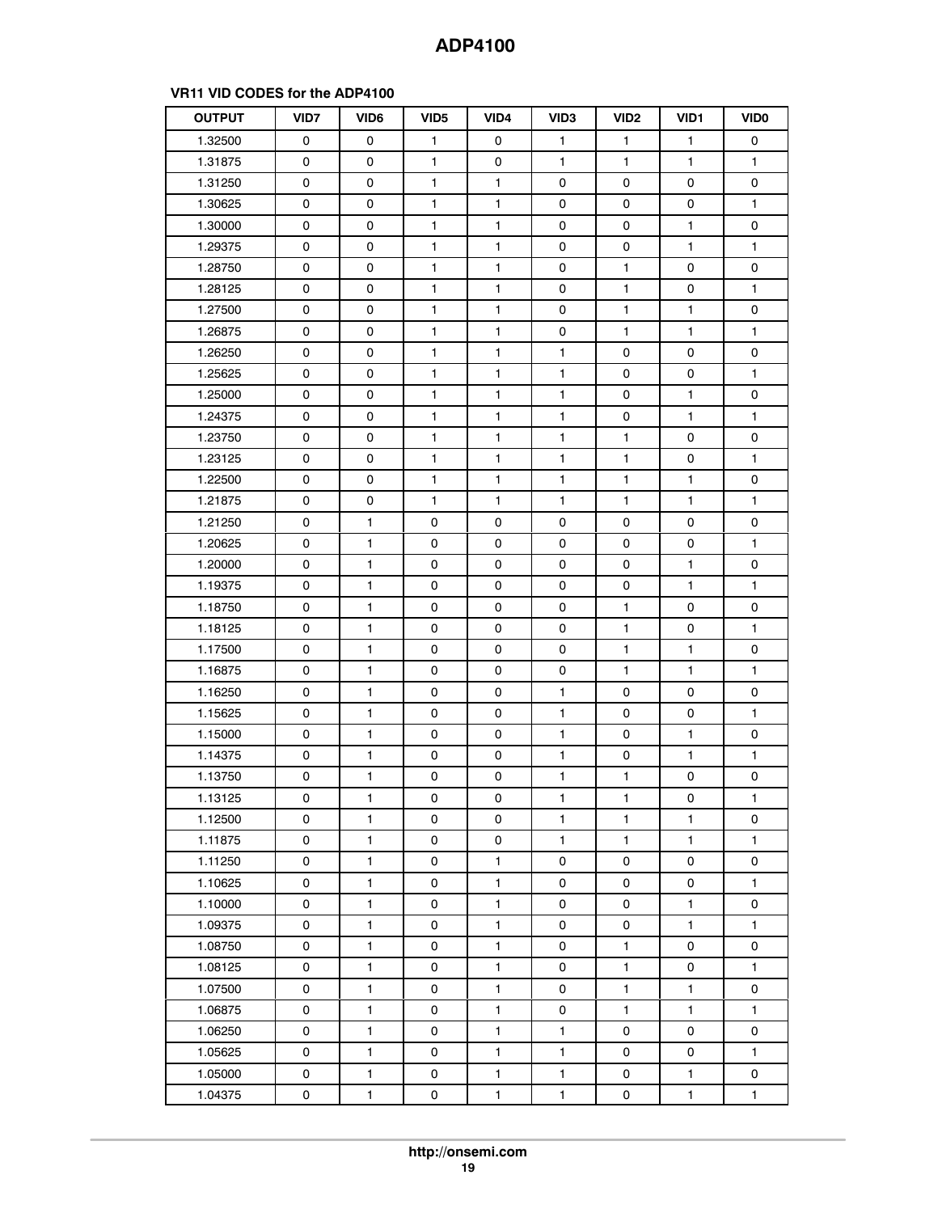**VR11 VID CODES for the ADP4100**

| OUTPUT | VID7 | VID6 | VID5 | VID4 | VID3 | VID2 | VID1 | VID0 |
|---|---|---|---|---|---|---|---|---|
| 1.32500 | 0 | 0 | 1 | 0 | 1 | 1 | 1 | 0 |
| 1.31875 | 0 | 0 | 1 | 0 | 1 | 1 | 1 | 1 |
| 1.31250 | 0 | 0 | 1 | 1 | 0 | 0 | 0 | 0 |
| 1.30625 | 0 | 0 | 1 | 1 | 0 | 0 | 0 | 1 |
| 1.30000 | 0 | 0 | 1 | 1 | 0 | 0 | 1 | 0 |
| 1.29375 | 0 | 0 | 1 | 1 | 0 | 0 | 1 | 1 |
| 1.28750 | 0 | 0 | 1 | 1 | 0 | 1 | 0 | 0 |
| 1.28125 | 0 | 0 | 1 | 1 | 0 | 1 | 0 | 1 |
| 1.27500 | 0 | 0 | 1 | 1 | 0 | 1 | 1 | 0 |
| 1.26875 | 0 | 0 | 1 | 1 | 0 | 1 | 1 | 1 |
| 1.26250 | 0 | 0 | 1 | 1 | 1 | 0 | 0 | 0 |
| 1.25625 | 0 | 0 | 1 | 1 | 1 | 0 | 0 | 1 |
| 1.25000 | 0 | 0 | 1 | 1 | 1 | 0 | 1 | 0 |
| 1.24375 | 0 | 0 | 1 | 1 | 1 | 0 | 1 | 1 |
| 1.23750 | 0 | 0 | 1 | 1 | 1 | 1 | 0 | 0 |
| 1.23125 | 0 | 0 | 1 | 1 | 1 | 1 | 0 | 1 |
| 1.22500 | 0 | 0 | 1 | 1 | 1 | 1 | 1 | 0 |
| 1.21875 | 0 | 0 | 1 | 1 | 1 | 1 | 1 | 1 |
| 1.21250 | 0 | 1 | 0 | 0 | 0 | 0 | 0 | 0 |
| 1.20625 | 0 | 1 | 0 | 0 | 0 | 0 | 0 | 1 |
| 1.20000 | 0 | 1 | 0 | 0 | 0 | 0 | 1 | 0 |
| 1.19375 | 0 | 1 | 0 | 0 | 0 | 0 | 1 | 1 |
| 1.18750 | 0 | 1 | 0 | 0 | 0 | 1 | 0 | 0 |
| 1.18125 | 0 | 1 | 0 | 0 | 0 | 1 | 0 | 1 |
| 1.17500 | 0 | 1 | 0 | 0 | 0 | 1 | 1 | 0 |
| 1.16875 | 0 | 1 | 0 | 0 | 0 | 1 | 1 | 1 |
| 1.16250 | 0 | 1 | 0 | 0 | 1 | 0 | 0 | 0 |
| 1.15625 | 0 | 1 | 0 | 0 | 1 | 0 | 0 | 1 |
| 1.15000 | 0 | 1 | 0 | 0 | 1 | 0 | 1 | 0 |
| 1.14375 | 0 | 1 | 0 | 0 | 1 | 0 | 1 | 1 |
| 1.13750 | 0 | 1 | 0 | 0 | 1 | 1 | 0 | 0 |
| 1.13125 | 0 | 1 | 0 | 0 | 1 | 1 | 0 | 1 |
| 1.12500 | 0 | 1 | 0 | 0 | 1 | 1 | 1 | 0 |
| 1.11875 | 0 | 1 | 0 | 0 | 1 | 1 | 1 | 1 |
| 1.11250 | 0 | 1 | 0 | 1 | 0 | 0 | 0 | 0 |
| 1.10625 | 0 | 1 | 0 | 1 | 0 | 0 | 0 | 1 |
| 1.10000 | 0 | 1 | 0 | 1 | 0 | 0 | 1 | 0 |
| 1.09375 | 0 | 1 | 0 | 1 | 0 | 0 | 1 | 1 |
| 1.08750 | 0 | 1 | 0 | 1 | 0 | 1 | 0 | 0 |
| 1.08125 | 0 | 1 | 0 | 1 | 0 | 1 | 0 | 1 |
| 1.07500 | 0 | 1 | 0 | 1 | 0 | 1 | 1 | 0 |
| 1.06875 | 0 | 1 | 0 | 1 | 0 | 1 | 1 | 1 |
| 1.06250 | 0 | 1 | 0 | 1 | 1 | 0 | 0 | 0 |
| 1.05625 | 0 | 1 | 0 | 1 | 1 | 0 | 0 | 1 |
| 1.05000 | 0 | 1 | 0 | 1 | 1 | 0 | 1 | 0 |
| 1.04375 | 0 | 1 | 0 | 1 | 1 | 0 | 1 | 1 |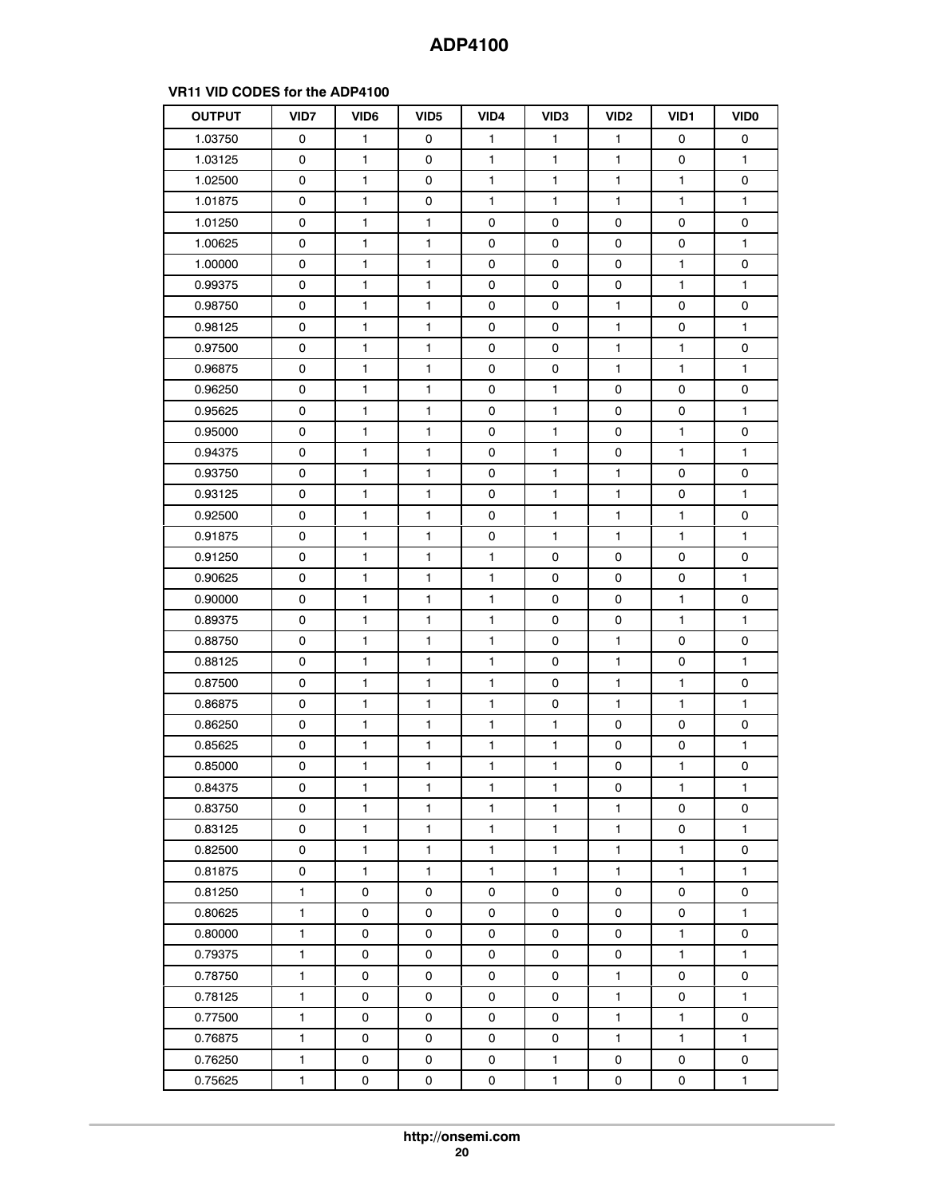**VR11 VID CODES for the ADP4100**

| OUTPUT | VID7 | VID6 | VID5 | VID4 | VID3 | VID2 | VID1 | VID0 |
|---|---|---|---|---|---|---|---|---|
| 1.03750 | 0 | 1 | 0 | 1 | 1 | 1 | 0 | 0 |
| 1.03125 | 0 | 1 | 0 | 1 | 1 | 1 | 0 | 1 |
| 1.02500 | 0 | 1 | 0 | 1 | 1 | 1 | 1 | 0 |
| 1.01875 | 0 | 1 | 0 | 1 | 1 | 1 | 1 | 1 |
| 1.01250 | 0 | 1 | 1 | 0 | 0 | 0 | 0 | 0 |
| 1.00625 | 0 | 1 | 1 | 0 | 0 | 0 | 0 | 1 |
| 1.00000 | 0 | 1 | 1 | 0 | 0 | 0 | 1 | 0 |
| 0.99375 | 0 | 1 | 1 | 0 | 0 | 0 | 1 | 1 |
| 0.98750 | 0 | 1 | 1 | 0 | 0 | 1 | 0 | 0 |
| 0.98125 | 0 | 1 | 1 | 0 | 0 | 1 | 0 | 1 |
| 0.97500 | 0 | 1 | 1 | 0 | 0 | 1 | 1 | 0 |
| 0.96875 | 0 | 1 | 1 | 0 | 0 | 1 | 1 | 1 |
| 0.96250 | 0 | 1 | 1 | 0 | 1 | 0 | 0 | 0 |
| 0.95625 | 0 | 1 | 1 | 0 | 1 | 0 | 0 | 1 |
| 0.95000 | 0 | 1 | 1 | 0 | 1 | 0 | 1 | 0 |
| 0.94375 | 0 | 1 | 1 | 0 | 1 | 0 | 1 | 1 |
| 0.93750 | 0 | 1 | 1 | 0 | 1 | 1 | 0 | 0 |
| 0.93125 | 0 | 1 | 1 | 0 | 1 | 1 | 0 | 1 |
| 0.92500 | 0 | 1 | 1 | 0 | 1 | 1 | 1 | 0 |
| 0.91875 | 0 | 1 | 1 | 0 | 1 | 1 | 1 | 1 |
| 0.91250 | 0 | 1 | 1 | 1 | 0 | 0 | 0 | 0 |
| 0.90625 | 0 | 1 | 1 | 1 | 0 | 0 | 0 | 1 |
| 0.90000 | 0 | 1 | 1 | 1 | 0 | 0 | 1 | 0 |
| 0.89375 | 0 | 1 | 1 | 1 | 0 | 0 | 1 | 1 |
| 0.88750 | 0 | 1 | 1 | 1 | 0 | 1 | 0 | 0 |
| 0.88125 | 0 | 1 | 1 | 1 | 0 | 1 | 0 | 1 |
| 0.87500 | 0 | 1 | 1 | 1 | 0 | 1 | 1 | 0 |
| 0.86875 | 0 | 1 | 1 | 1 | 0 | 1 | 1 | 1 |
| 0.86250 | 0 | 1 | 1 | 1 | 1 | 0 | 0 | 0 |
| 0.85625 | 0 | 1 | 1 | 1 | 1 | 0 | 0 | 1 |
| 0.85000 | 0 | 1 | 1 | 1 | 1 | 0 | 1 | 0 |
| 0.84375 | 0 | 1 | 1 | 1 | 1 | 0 | 1 | 1 |
| 0.83750 | 0 | 1 | 1 | 1 | 1 | 1 | 0 | 0 |
| 0.83125 | 0 | 1 | 1 | 1 | 1 | 1 | 0 | 1 |
| 0.82500 | 0 | 1 | 1 | 1 | 1 | 1 | 1 | 0 |
| 0.81875 | 0 | 1 | 1 | 1 | 1 | 1 | 1 | 1 |
| 0.81250 | 1 | 0 | 0 | 0 | 0 | 0 | 0 | 0 |
| 0.80625 | 1 | 0 | 0 | 0 | 0 | 0 | 0 | 1 |
| 0.80000 | 1 | 0 | 0 | 0 | 0 | 0 | 1 | 0 |
| 0.79375 | 1 | 0 | 0 | 0 | 0 | 0 | 1 | 1 |
| 0.78750 | 1 | 0 | 0 | 0 | 0 | 1 | 0 | 0 |
| 0.78125 | 1 | 0 | 0 | 0 | 0 | 1 | 0 | 1 |
| 0.77500 | 1 | 0 | 0 | 0 | 0 | 1 | 1 | 0 |
| 0.76875 | 1 | 0 | 0 | 0 | 0 | 1 | 1 | 1 |
| 0.76250 | 1 | 0 | 0 | 0 | 1 | 0 | 0 | 0 |
| 0.75625 | 1 | 0 | 0 | 0 | 1 | 0 | 0 | 1 |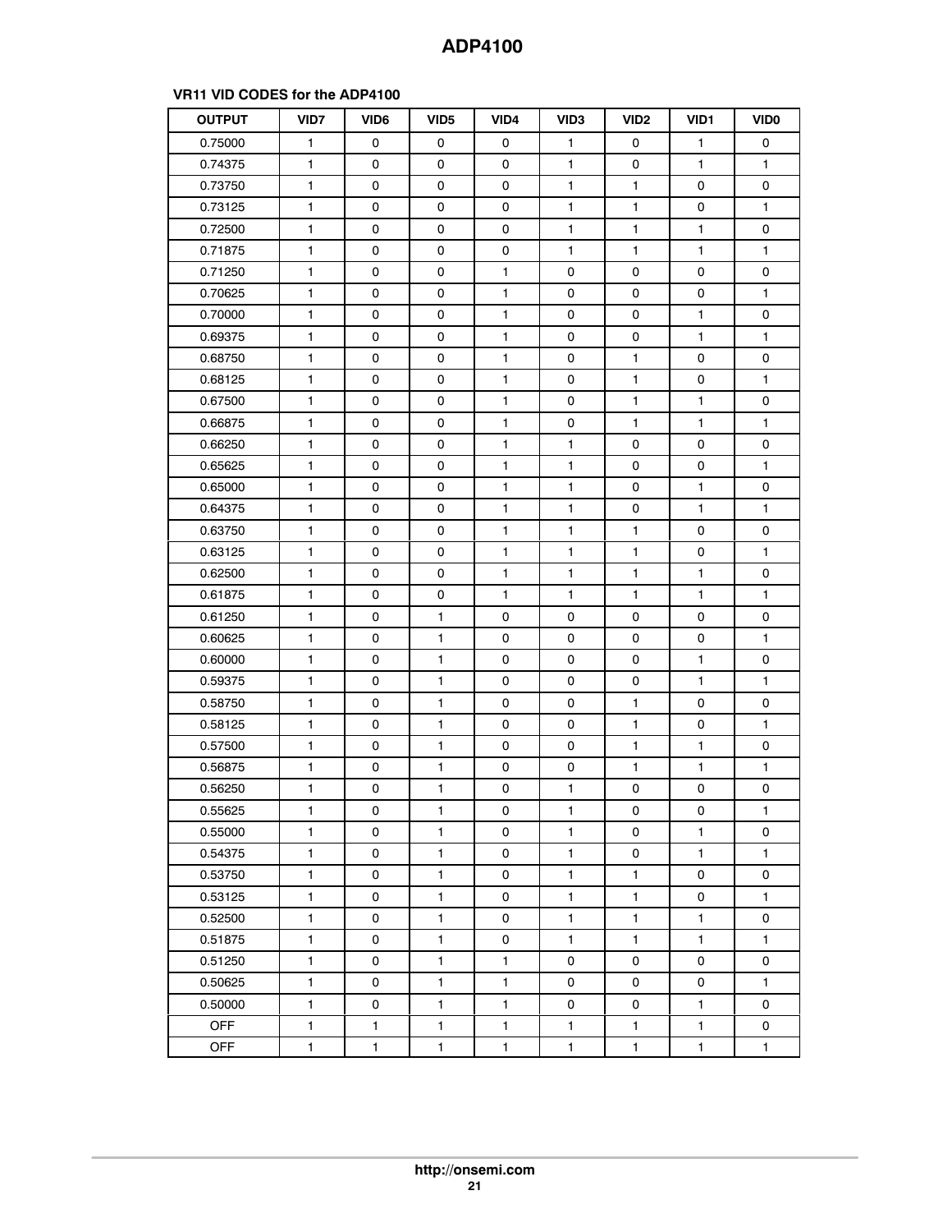**VR11 VID CODES for the ADP4100**

| OUTPUT | VID7 | VID6 | VID5 | VID4 | VID3 | VID2 | VID1 | VID0 |
|---|---|---|---|---|---|---|---|---|
| 0.75000 | 1 | 0 | 0 | 0 | 1 | 0 | 1 | 0 |
| 0.74375 | 1 | 0 | 0 | 0 | 1 | 0 | 1 | 1 |
| 0.73750 | 1 | 0 | 0 | 0 | 1 | 1 | 0 | 0 |
| 0.73125 | 1 | 0 | 0 | 0 | 1 | 1 | 0 | 1 |
| 0.72500 | 1 | 0 | 0 | 0 | 1 | 1 | 1 | 0 |
| 0.71875 | 1 | 0 | 0 | 0 | 1 | 1 | 1 | 1 |
| 0.71250 | 1 | 0 | 0 | 1 | 0 | 0 | 0 | 0 |
| 0.70625 | 1 | 0 | 0 | 1 | 0 | 0 | 0 | 1 |
| 0.70000 | 1 | 0 | 0 | 1 | 0 | 0 | 1 | 0 |
| 0.69375 | 1 | 0 | 0 | 1 | 0 | 0 | 1 | 1 |
| 0.68750 | 1 | 0 | 0 | 1 | 0 | 1 | 0 | 0 |
| 0.68125 | 1 | 0 | 0 | 1 | 0 | 1 | 0 | 1 |
| 0.67500 | 1 | 0 | 0 | 1 | 0 | 1 | 1 | 0 |
| 0.66875 | 1 | 0 | 0 | 1 | 0 | 1 | 1 | 1 |
| 0.66250 | 1 | 0 | 0 | 1 | 1 | 0 | 0 | 0 |
| 0.65625 | 1 | 0 | 0 | 1 | 1 | 0 | 0 | 1 |
| 0.65000 | 1 | 0 | 0 | 1 | 1 | 0 | 1 | 0 |
| 0.64375 | 1 | 0 | 0 | 1 | 1 | 0 | 1 | 1 |
| 0.63750 | 1 | 0 | 0 | 1 | 1 | 1 | 0 | 0 |
| 0.63125 | 1 | 0 | 0 | 1 | 1 | 1 | 0 | 1 |
| 0.62500 | 1 | 0 | 0 | 1 | 1 | 1 | 1 | 0 |
| 0.61875 | 1 | 0 | 0 | 1 | 1 | 1 | 1 | 1 |
| 0.61250 | 1 | 0 | 1 | 0 | 0 | 0 | 0 | 0 |
| 0.60625 | 1 | 0 | 1 | 0 | 0 | 0 | 0 | 1 |
| 0.60000 | 1 | 0 | 1 | 0 | 0 | 0 | 1 | 0 |
| 0.59375 | 1 | 0 | 1 | 0 | 0 | 0 | 1 | 1 |
| 0.58750 | 1 | 0 | 1 | 0 | 0 | 1 | 0 | 0 |
| 0.58125 | 1 | 0 | 1 | 0 | 0 | 1 | 0 | 1 |
| 0.57500 | 1 | 0 | 1 | 0 | 0 | 1 | 1 | 0 |
| 0.56875 | 1 | 0 | 1 | 0 | 0 | 1 | 1 | 1 |
| 0.56250 | 1 | 0 | 1 | 0 | 1 | 0 | 0 | 0 |
| 0.55625 | 1 | 0 | 1 | 0 | 1 | 0 | 0 | 1 |
| 0.55000 | 1 | 0 | 1 | 0 | 1 | 0 | 1 | 0 |
| 0.54375 | 1 | 0 | 1 | 0 | 1 | 0 | 1 | 1 |
| 0.53750 | 1 | 0 | 1 | 0 | 1 | 1 | 0 | 0 |
| 0.53125 | 1 | 0 | 1 | 0 | 1 | 1 | 0 | 1 |
| 0.52500 | 1 | 0 | 1 | 0 | 1 | 1 | 1 | 0 |
| 0.51875 | 1 | 0 | 1 | 0 | 1 | 1 | 1 | 1 |
| 0.51250 | 1 | 0 | 1 | 1 | 0 | 0 | 0 | 0 |
| 0.50625 | 1 | 0 | 1 | 1 | 0 | 0 | 0 | 1 |
| 0.50000 | 1 | 0 | 1 | 1 | 0 | 0 | 1 | 0 |
| OFF | 1 | 1 | 1 | 1 | 1 | 1 | 1 | 0 |
| OFF | 1 | 1 | 1 | 1 | 1 | 1 | 1 | 1 |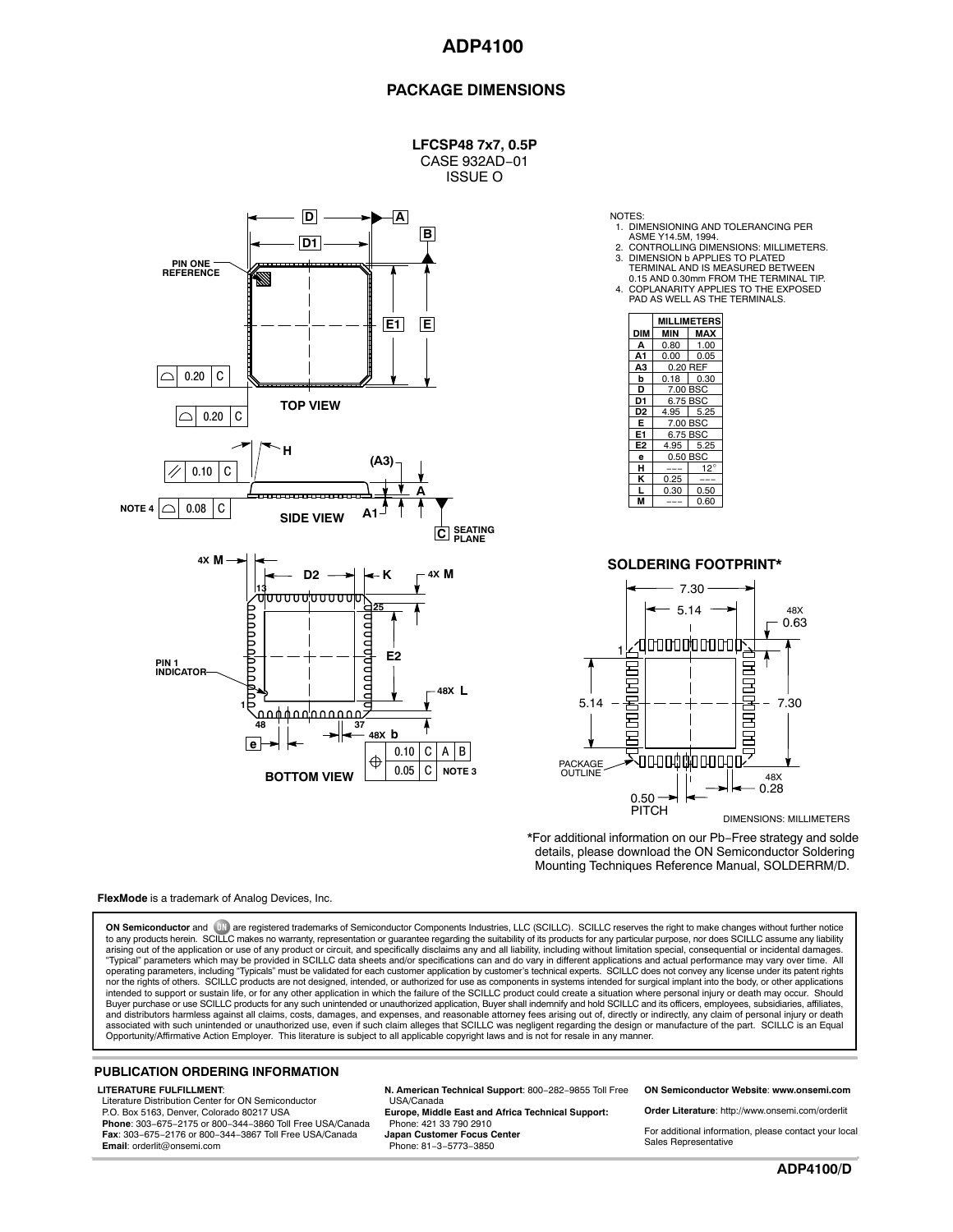## PACKAGE DIMENSIONS

**LFCSP48 7x7, 0.5P**
CASE 932AD−01
ISSUE O

NOTES:
1. DIMENSIONING AND TOLERANCING PER ASME Y14.5M, 1994.
2. CONTROLLING DIMENSIONS: MILLIMETERS.
3. DIMENSION b APPLIES TO PLATED TERMINAL AND IS MEASURED BETWEEN 0.15 AND 0.30mm FROM THE TERMINAL TIP.
4. COPLANARITY APPLIES TO THE EXPOSED PAD AS WELL AS THE TERMINALS.

| | MILLIMETERS | |
|---|---|---|
| DIM | MIN | MAX |
| A | 0.80 | 1.00 |
| A1 | 0.00 | 0.05 |
| A3 | 0.20 REF | |
| b | 0.18 | 0.30 |
| D | 7.00 BSC | |
| D1 | 6.75 BSC | |
| D2 | 4.95 | 5.25 |
| E | 7.00 BSC | |
| E1 | 6.75 BSC | |
| E2 | 4.95 | 5.25 |
| e | 0.50 BSC | |
| H | --- | 12° |
| K | 0.25 | --- |
| L | 0.30 | 0.50 |
| M | --- | 0.60 |

TOP VIEW

PIN ONE REFERENCE
D
D1
A
B
E1
E
0.20 C
0.20 C

SIDE VIEW

H
0.10 C
(A3)
A
NOTE 4
0.08 C
A1
C SEATING PLANE

BOTTOM VIEW

4X M
D2
K
4X M
13
25
E2
PIN 1 INDICATOR
48X L
1
48
37
48X b
e
0.10 C A B
0.05 C NOTE 3

SOLDERING FOOTPRINT*

7.30
5.14
48X 0.63
1
5.14
7.30
PACKAGE OUTLINE
48X 0.28
0.50 PITCH

DIMENSIONS: MILLIMETERS

*For additional information on our Pb−Free strategy and soldering details, please download the ON Semiconductor Soldering and Mounting Techniques Reference Manual, SOLDERRM/D.

**FlexMode** is a trademark of Analog Devices, Inc.

**ON Semiconductor** and ON are registered trademarks of Semiconductor Components Industries, LLC (SCILLC). SCILLC reserves the right to make changes without further notice to any products herein. SCILLC makes no warranty, representation or guarantee regarding the suitability of its products for any particular purpose, nor does SCILLC assume any liability arising out of the application or use of any product or circuit, and specifically disclaims any and all liability, including without limitation special, consequential or incidental damages. "Typical" parameters which may be provided in SCILLC data sheets and/or specifications can and do vary in different applications and actual performance may vary over time. All operating parameters, including "Typicals" must be validated for each customer application by customer's technical experts. SCILLC does not convey any license under its patent rights nor the rights of others. SCILLC products are not designed, intended, or authorized for use as components in systems intended for surgical implant into the body, or other applications intended to support or sustain life, or for any other application in which the failure of the SCILLC product could create a situation where personal injury or death may occur. Should Buyer purchase or use SCILLC products for any such unintended or unauthorized application, Buyer shall indemnify and hold SCILLC and its officers, employees, subsidiaries, affiliates, and distributors harmless against all claims, costs, damages, and expenses, and reasonable attorney fees arising out of, directly or indirectly, any claim of personal injury or death associated with such unintended or unauthorized use, even if such claim alleges that SCILLC was negligent regarding the design or manufacture of the part. SCILLC is an Equal Opportunity/Affirmative Action Employer. This literature is subject to all applicable copyright laws and is not for resale in any manner.

### PUBLICATION ORDERING INFORMATION

**LITERATURE FULFILLMENT**:
Literature Distribution Center for ON Semiconductor
P.O. Box 5163, Denver, Colorado 80217 USA
**Phone**: 303−675−2175 or 800−344−3860 Toll Free USA/Canada
**Fax**: 303−675−2176 or 800−344−3867 Toll Free USA/Canada
**Email**: orderlit@onsemi.com

**N. American Technical Support**: 800−282−9855 Toll Free USA/Canada
**Europe, Middle East and Africa Technical Support:**
Phone: 421 33 790 2910
**Japan Customer Focus Center**
Phone: 81−3−5773−3850

**ON Semiconductor Website**: **www.onsemi.com**

**Order Literature**: http://www.onsemi.com/orderlit

For additional information, please contact your local Sales Representative

**ADP4100/D**